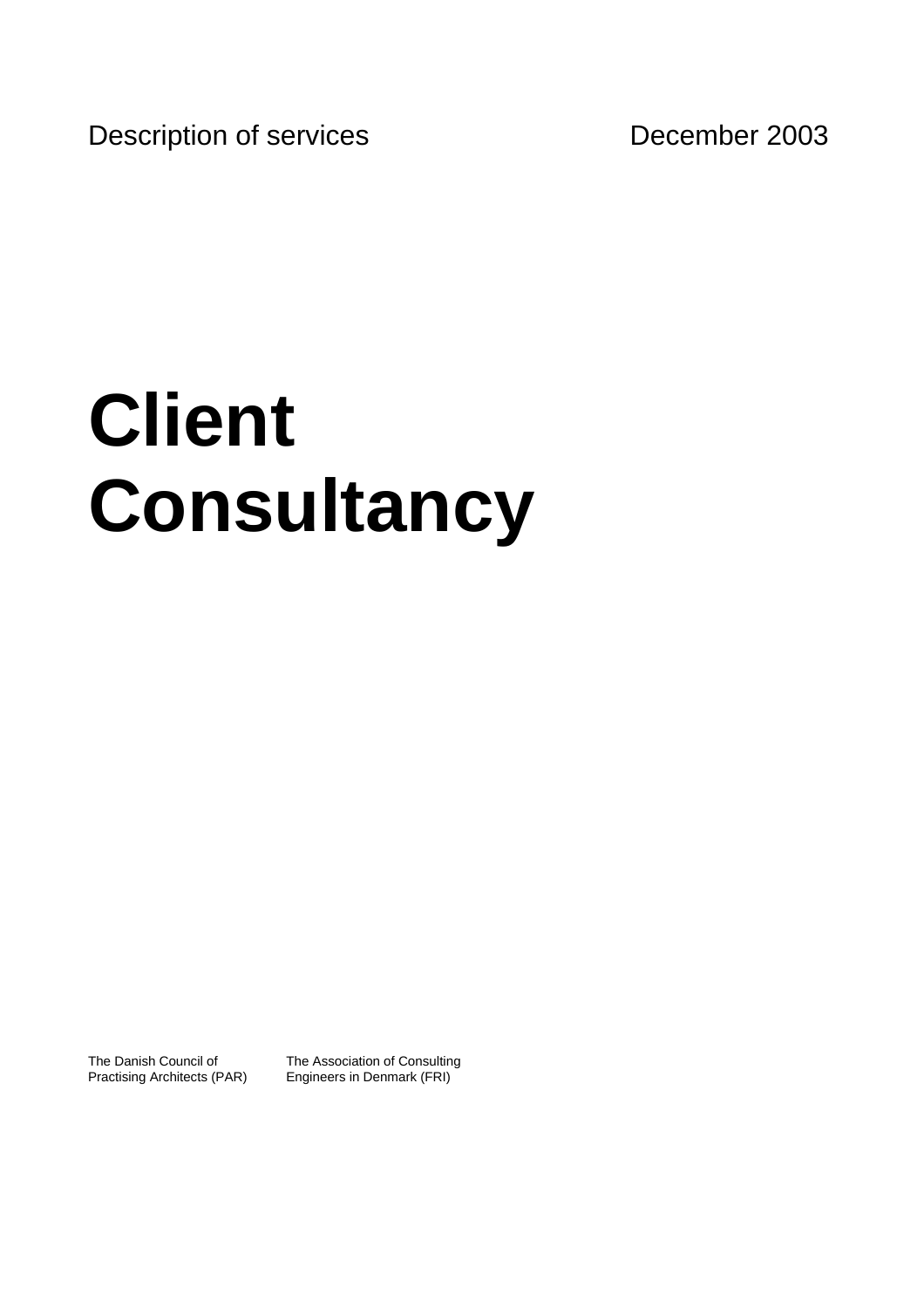Description of services December 2003

# Client Consultancy

The Danish Council of Practising Architects (PAR)

The Association of Consulting Engineers in Denmark (FRI)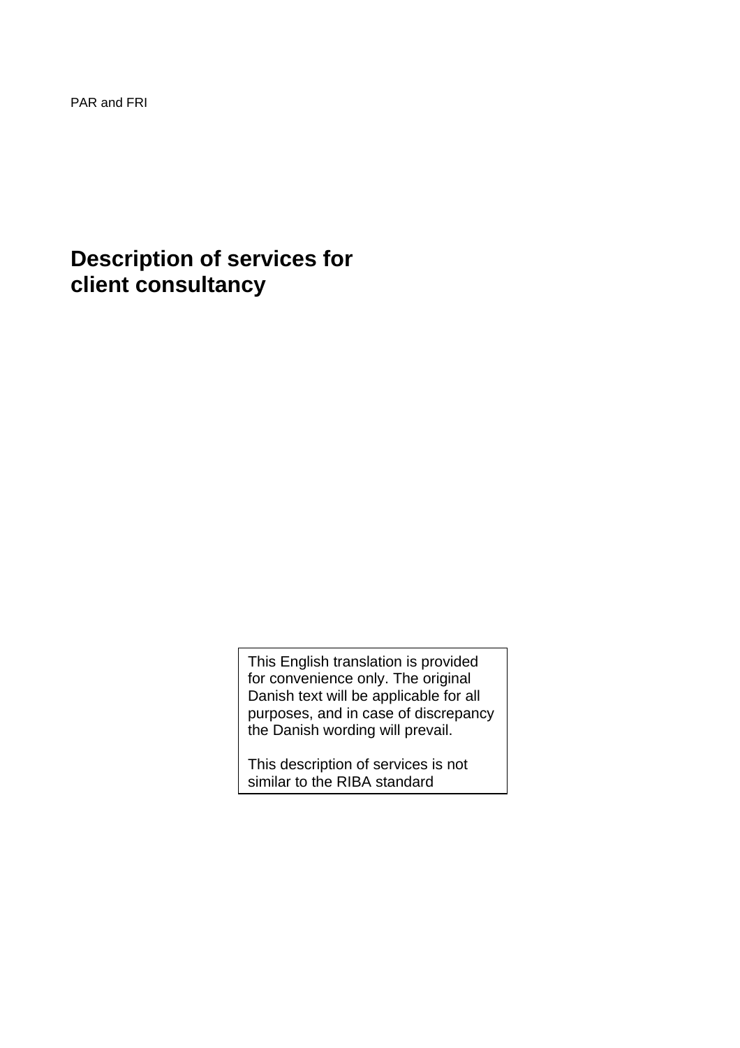PAR and FRI

# Description of services for client consultancy

> This English translation is provided for convenience only. The original Danish text will be applicable for all purposes, and in case of discrepancy the Danish wording will prevail.
>
> This description of services is not similar to the RIBA standard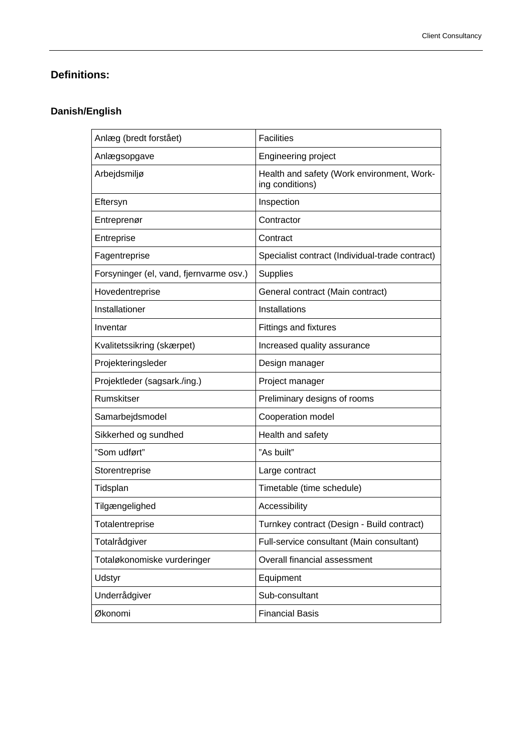## Definitions:

### Danish/English

| Danish | English |
|---|---|
| Anlæg (bredt forstået) | Facilities |
| Anlægsopgave | Engineering project |
| Arbejdsmiljø | Health and safety (Work environment, Working conditions) |
| Eftersyn | Inspection |
| Entreprenør | Contractor |
| Entreprise | Contract |
| Fagentreprise | Specialist contract (Individual-trade contract) |
| Forsyninger (el, vand, fjernvarme osv.) | Supplies |
| Hovedentreprise | General contract (Main contract) |
| Installationer | Installations |
| Inventar | Fittings and fixtures |
| Kvalitetssikring (skærpet) | Increased quality assurance |
| Projekteringsleder | Design manager |
| Projektleder (sagsark./ing.) | Project manager |
| Rumskitser | Preliminary designs of rooms |
| Samarbejdsmodel | Cooperation model |
| Sikkerhed og sundhed | Health and safety |
| ”Som udført” | ”As built” |
| Storentreprise | Large contract |
| Tidsplan | Timetable (time schedule) |
| Tilgængelighed | Accessibility |
| Totalentreprise | Turnkey contract (Design - Build contract) |
| Totalrådgiver | Full-service consultant (Main consultant) |
| Totaløkonomiske vurderinger | Overall financial assessment |
| Udstyr | Equipment |
| Underrådgiver | Sub-consultant |
| Økonomi | Financial Basis |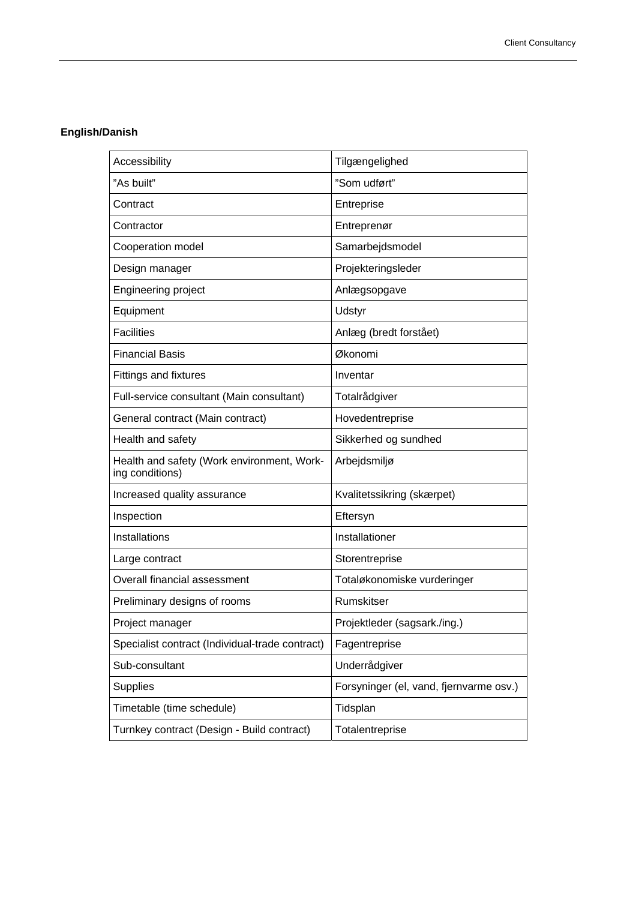**English/Danish**

| Accessibility | Tilgængelighed |
|---|---|
| ”As built” | ”Som udført” |
| Contract | Entreprise |
| Contractor | Entreprenør |
| Cooperation model | Samarbejdsmodel |
| Design manager | Projekteringsleder |
| Engineering project | Anlægsopgave |
| Equipment | Udstyr |
| Facilities | Anlæg (bredt forstået) |
| Financial Basis | Økonomi |
| Fittings and fixtures | Inventar |
| Full-service consultant (Main consultant) | Totalrådgiver |
| General contract (Main contract) | Hovedentreprise |
| Health and safety | Sikkerhed og sundhed |
| Health and safety (Work environment, Working conditions) | Arbejdsmiljø |
| Increased quality assurance | Kvalitetssikring (skærpet) |
| Inspection | Eftersyn |
| Installations | Installationer |
| Large contract | Storentreprise |
| Overall financial assessment | Totaløkonomiske vurderinger |
| Preliminary designs of rooms | Rumskitser |
| Project manager | Projektleder (sagsark./ing.) |
| Specialist contract (Individual-trade contract) | Fagentreprise |
| Sub-consultant | Underrådgiver |
| Supplies | Forsyninger (el, vand, fjernvarme osv.) |
| Timetable (time schedule) | Tidsplan |
| Turnkey contract (Design - Build contract) | Totalentreprise |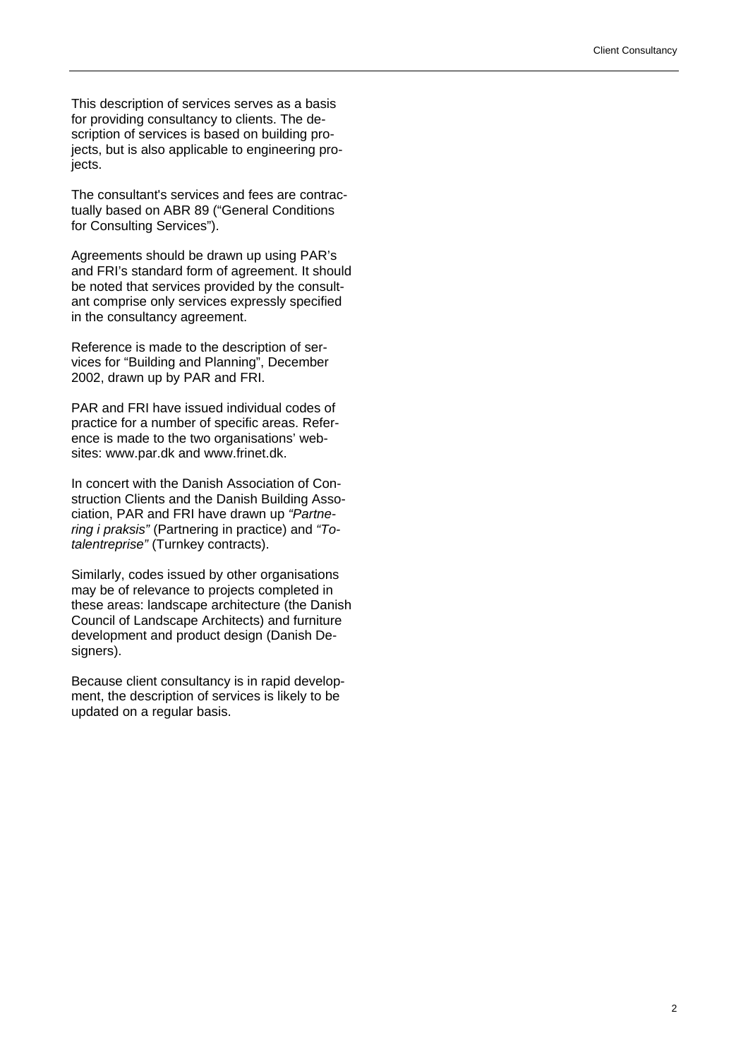This description of services serves as a basis for providing consultancy to clients. The description of services is based on building projects, but is also applicable to engineering projects.

The consultant's services and fees are contractually based on ABR 89 ("General Conditions for Consulting Services").

Agreements should be drawn up using PAR's and FRI's standard form of agreement. It should be noted that services provided by the consultant comprise only services expressly specified in the consultancy agreement.

Reference is made to the description of services for "Building and Planning", December 2002, drawn up by PAR and FRI.

PAR and FRI have issued individual codes of practice for a number of specific areas. Reference is made to the two organisations' websites: www.par.dk and www.frinet.dk.

In concert with the Danish Association of Construction Clients and the Danish Building Association, PAR and FRI have drawn up *"Partnering i praksis"* (Partnering in practice) and *"Totalentreprise"* (Turnkey contracts).

Similarly, codes issued by other organisations may be of relevance to projects completed in these areas: landscape architecture (the Danish Council of Landscape Architects) and furniture development and product design (Danish Designers).

Because client consultancy is in rapid development, the description of services is likely to be updated on a regular basis.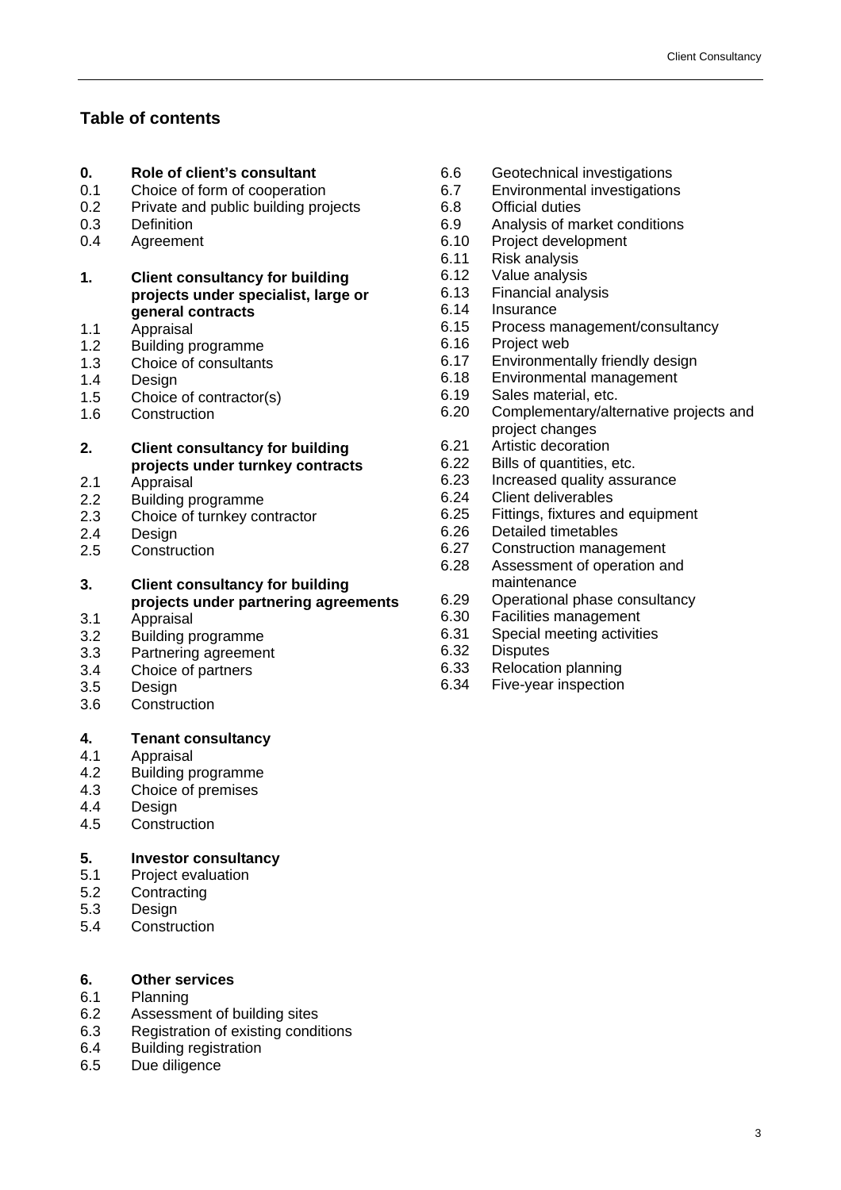## Table of contents

**0. Role of client's consultant**
- 0.1 Choice of form of cooperation
- 0.2 Private and public building projects
- 0.3 Definition
- 0.4 Agreement

**1. Client consultancy for building projects under specialist, large or general contracts**
- 1.1 Appraisal
- 1.2 Building programme
- 1.3 Choice of consultants
- 1.4 Design
- 1.5 Choice of contractor(s)
- 1.6 Construction

**2. Client consultancy for building projects under turnkey contracts**
- 2.1 Appraisal
- 2.2 Building programme
- 2.3 Choice of turnkey contractor
- 2.4 Design
- 2.5 Construction

**3. Client consultancy for building projects under partnering agreements**
- 3.1 Appraisal
- 3.2 Building programme
- 3.3 Partnering agreement
- 3.4 Choice of partners
- 3.5 Design
- 3.6 Construction

**4. Tenant consultancy**
- 4.1 Appraisal
- 4.2 Building programme
- 4.3 Choice of premises
- 4.4 Design
- 4.5 Construction

**5. Investor consultancy**
- 5.1 Project evaluation
- 5.2 Contracting
- 5.3 Design
- 5.4 Construction

**6. Other services**
- 6.1 Planning
- 6.2 Assessment of building sites
- 6.3 Registration of existing conditions
- 6.4 Building registration
- 6.5 Due diligence
- 6.6 Geotechnical investigations
- 6.7 Environmental investigations
- 6.8 Official duties
- 6.9 Analysis of market conditions
- 6.10 Project development
- 6.11 Risk analysis
- 6.12 Value analysis
- 6.13 Financial analysis
- 6.14 Insurance
- 6.15 Process management/consultancy
- 6.16 Project web
- 6.17 Environmentally friendly design
- 6.18 Environmental management
- 6.19 Sales material, etc.
- 6.20 Complementary/alternative projects and project changes
- 6.21 Artistic decoration
- 6.22 Bills of quantities, etc.
- 6.23 Increased quality assurance
- 6.24 Client deliverables
- 6.25 Fittings, fixtures and equipment
- 6.26 Detailed timetables
- 6.27 Construction management
- 6.28 Assessment of operation and maintenance
- 6.29 Operational phase consultancy
- 6.30 Facilities management
- 6.31 Special meeting activities
- 6.32 Disputes
- 6.33 Relocation planning
- 6.34 Five-year inspection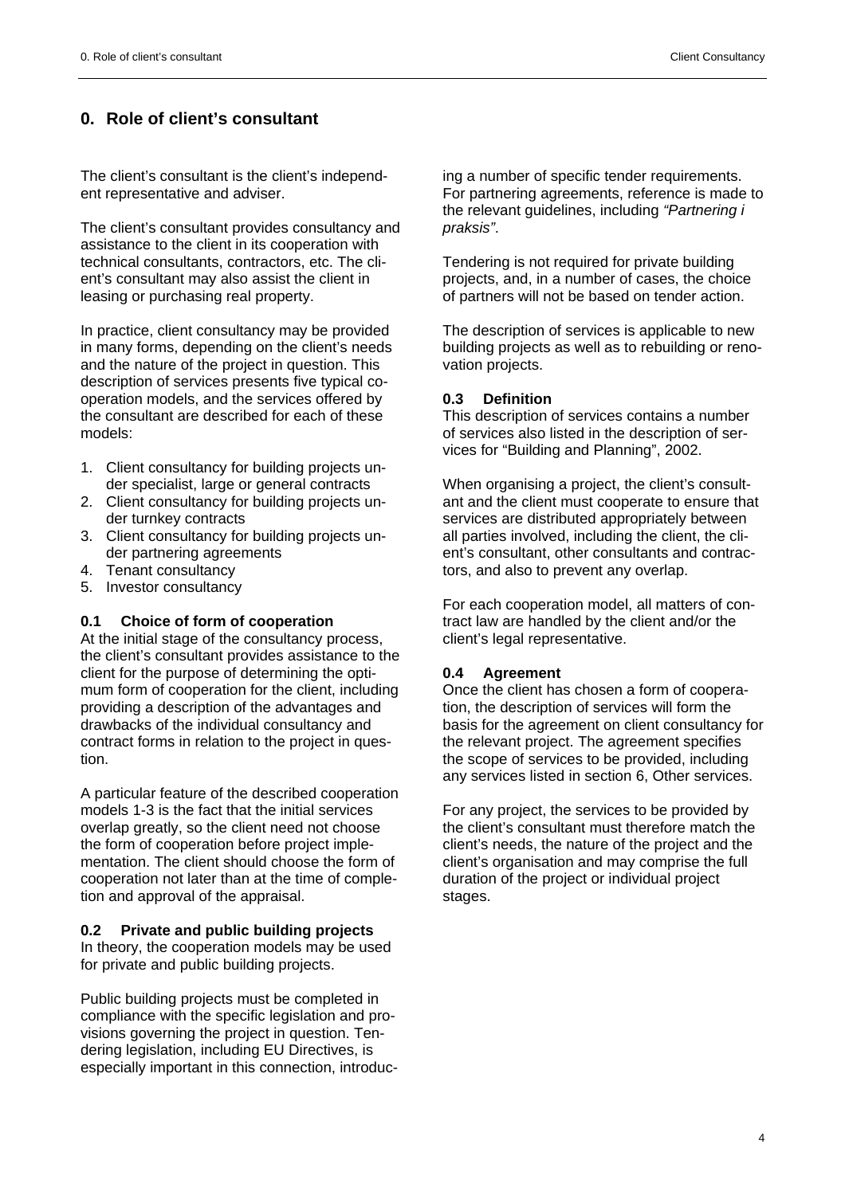# 0. Role of client's consultant

The client's consultant is the client's independent representative and adviser.

The client's consultant provides consultancy and assistance to the client in its cooperation with technical consultants, contractors, etc. The client's consultant may also assist the client in leasing or purchasing real property.

In practice, client consultancy may be provided in many forms, depending on the client's needs and the nature of the project in question. This description of services presents five typical cooperation models, and the services offered by the consultant are described for each of these models:

1. Client consultancy for building projects under specialist, large or general contracts
2. Client consultancy for building projects under turnkey contracts
3. Client consultancy for building projects under partnering agreements
4. Tenant consultancy
5. Investor consultancy

### 0.1 Choice of form of cooperation

At the initial stage of the consultancy process, the client's consultant provides assistance to the client for the purpose of determining the optimum form of cooperation for the client, including providing a description of the advantages and drawbacks of the individual consultancy and contract forms in relation to the project in question.

A particular feature of the described cooperation models 1-3 is the fact that the initial services overlap greatly, so the client need not choose the form of cooperation before project implementation. The client should choose the form of cooperation not later than at the time of completion and approval of the appraisal.

### 0.2 Private and public building projects

In theory, the cooperation models may be used for private and public building projects.

Public building projects must be completed in compliance with the specific legislation and provisions governing the project in question. Tendering legislation, including EU Directives, is especially important in this connection, introducing a number of specific tender requirements. For partnering agreements, reference is made to the relevant guidelines, including *"Partnering i praksis"*.

Tendering is not required for private building projects, and, in a number of cases, the choice of partners will not be based on tender action.

The description of services is applicable to new building projects as well as to rebuilding or renovation projects.

### 0.3 Definition

This description of services contains a number of services also listed in the description of services for "Building and Planning", 2002.

When organising a project, the client's consultant and the client must cooperate to ensure that services are distributed appropriately between all parties involved, including the client, the client's consultant, other consultants and contractors, and also to prevent any overlap.

For each cooperation model, all matters of contract law are handled by the client and/or the client's legal representative.

### 0.4 Agreement

Once the client has chosen a form of cooperation, the description of services will form the basis for the agreement on client consultancy for the relevant project. The agreement specifies the scope of services to be provided, including any services listed in section 6, Other services.

For any project, the services to be provided by the client's consultant must therefore match the client's needs, the nature of the project and the client's organisation and may comprise the full duration of the project or individual project stages.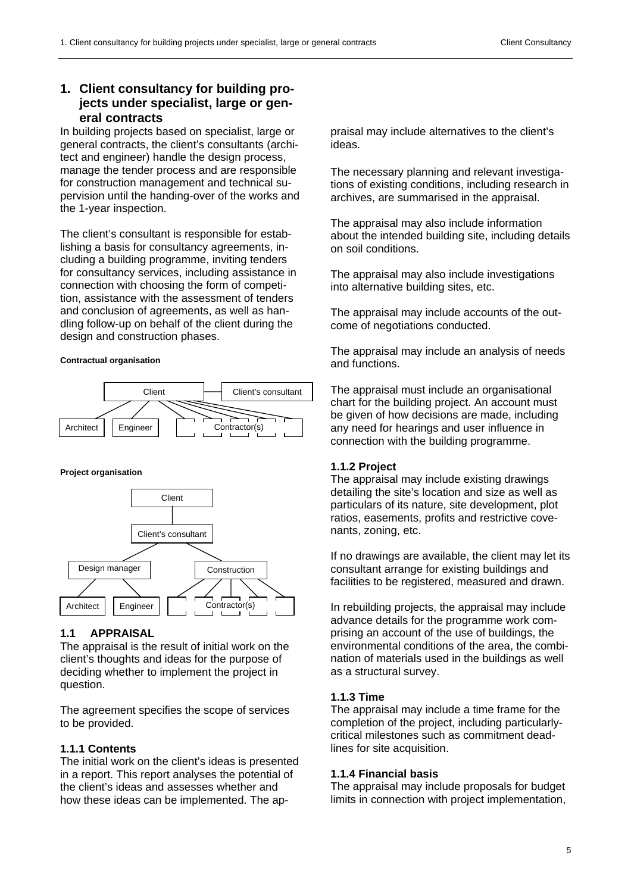# 1. Client consultancy for building projects under specialist, large or general contracts

In building projects based on specialist, large or general contracts, the client's consultants (architect and engineer) handle the design process, manage the tender process and are responsible for construction management and technical supervision until the handing-over of the works and the 1-year inspection.

The client's consultant is responsible for establishing a basis for consultancy agreements, including a building programme, inviting tenders for consultancy services, including assistance in connection with choosing the form of competition, assistance with the assessment of tenders and conclusion of agreements, as well as handling follow-up on behalf of the client during the design and construction phases.

**Contractual organisation**

Client — Client's consultant

Architect | Engineer | Contractor(s)

**Project organisation**

Client

Client's consultant

Design manager | Construction

Architect | Engineer | Contractor(s)

## 1.1 APPRAISAL

The appraisal is the result of initial work on the client's thoughts and ideas for the purpose of deciding whether to implement the project in question.

The agreement specifies the scope of services to be provided.

### 1.1.1 Contents

The initial work on the client's ideas is presented in a report. This report analyses the potential of the client's ideas and assesses whether and how these ideas can be implemented. The appraisal may include alternatives to the client's ideas.

The necessary planning and relevant investigations of existing conditions, including research in archives, are summarised in the appraisal.

The appraisal may also include information about the intended building site, including details on soil conditions.

The appraisal may also include investigations into alternative building sites, etc.

The appraisal may include accounts of the outcome of negotiations conducted.

The appraisal may include an analysis of needs and functions.

The appraisal must include an organisational chart for the building project. An account must be given of how decisions are made, including any need for hearings and user influence in connection with the building programme.

### 1.1.2 Project

The appraisal may include existing drawings detailing the site's location and size as well as particulars of its nature, site development, plot ratios, easements, profits and restrictive covenants, zoning, etc.

If no drawings are available, the client may let its consultant arrange for existing buildings and facilities to be registered, measured and drawn.

In rebuilding projects, the appraisal may include advance details for the programme work comprising an account of the use of buildings, the environmental conditions of the area, the combination of materials used in the buildings as well as a structural survey.

### 1.1.3 Time

The appraisal may include a time frame for the completion of the project, including particularly-critical milestones such as commitment deadlines for site acquisition.

### 1.1.4 Financial basis

The appraisal may include proposals for budget limits in connection with project implementation,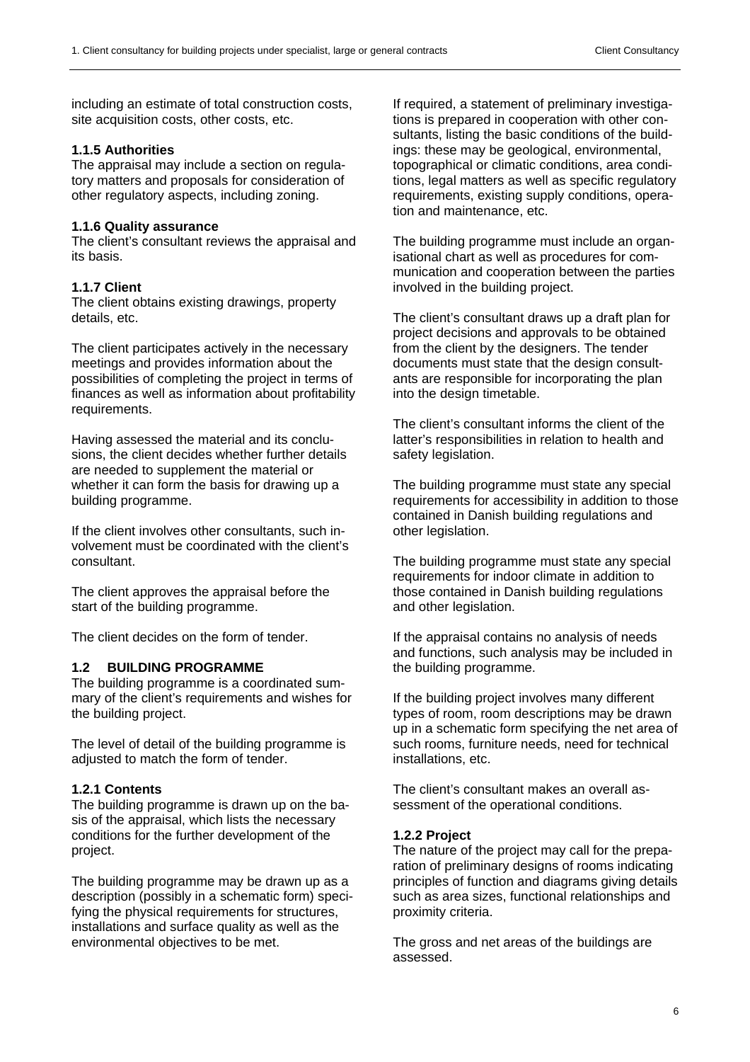including an estimate of total construction costs, site acquisition costs, other costs, etc.

### 1.1.5 Authorities

The appraisal may include a section on regulatory matters and proposals for consideration of other regulatory aspects, including zoning.

### 1.1.6 Quality assurance

The client's consultant reviews the appraisal and its basis.

### 1.1.7 Client

The client obtains existing drawings, property details, etc.

The client participates actively in the necessary meetings and provides information about the possibilities of completing the project in terms of finances as well as information about profitability requirements.

Having assessed the material and its conclusions, the client decides whether further details are needed to supplement the material or whether it can form the basis for drawing up a building programme.

If the client involves other consultants, such involvement must be coordinated with the client's consultant.

The client approves the appraisal before the start of the building programme.

The client decides on the form of tender.

## 1.2 BUILDING PROGRAMME

The building programme is a coordinated summary of the client's requirements and wishes for the building project.

The level of detail of the building programme is adjusted to match the form of tender.

### 1.2.1 Contents

The building programme is drawn up on the basis of the appraisal, which lists the necessary conditions for the further development of the project.

The building programme may be drawn up as a description (possibly in a schematic form) specifying the physical requirements for structures, installations and surface quality as well as the environmental objectives to be met.

If required, a statement of preliminary investigations is prepared in cooperation with other consultants, listing the basic conditions of the buildings: these may be geological, environmental, topographical or climatic conditions, area conditions, legal matters as well as specific regulatory requirements, existing supply conditions, operation and maintenance, etc.

The building programme must include an organisational chart as well as procedures for communication and cooperation between the parties involved in the building project.

The client's consultant draws up a draft plan for project decisions and approvals to be obtained from the client by the designers. The tender documents must state that the design consultants are responsible for incorporating the plan into the design timetable.

The client's consultant informs the client of the latter's responsibilities in relation to health and safety legislation.

The building programme must state any special requirements for accessibility in addition to those contained in Danish building regulations and other legislation.

The building programme must state any special requirements for indoor climate in addition to those contained in Danish building regulations and other legislation.

If the appraisal contains no analysis of needs and functions, such analysis may be included in the building programme.

If the building project involves many different types of room, room descriptions may be drawn up in a schematic form specifying the net area of such rooms, furniture needs, need for technical installations, etc.

The client's consultant makes an overall assessment of the operational conditions.

### 1.2.2 Project

The nature of the project may call for the preparation of preliminary designs of rooms indicating principles of function and diagrams giving details such as area sizes, functional relationships and proximity criteria.

The gross and net areas of the buildings are assessed.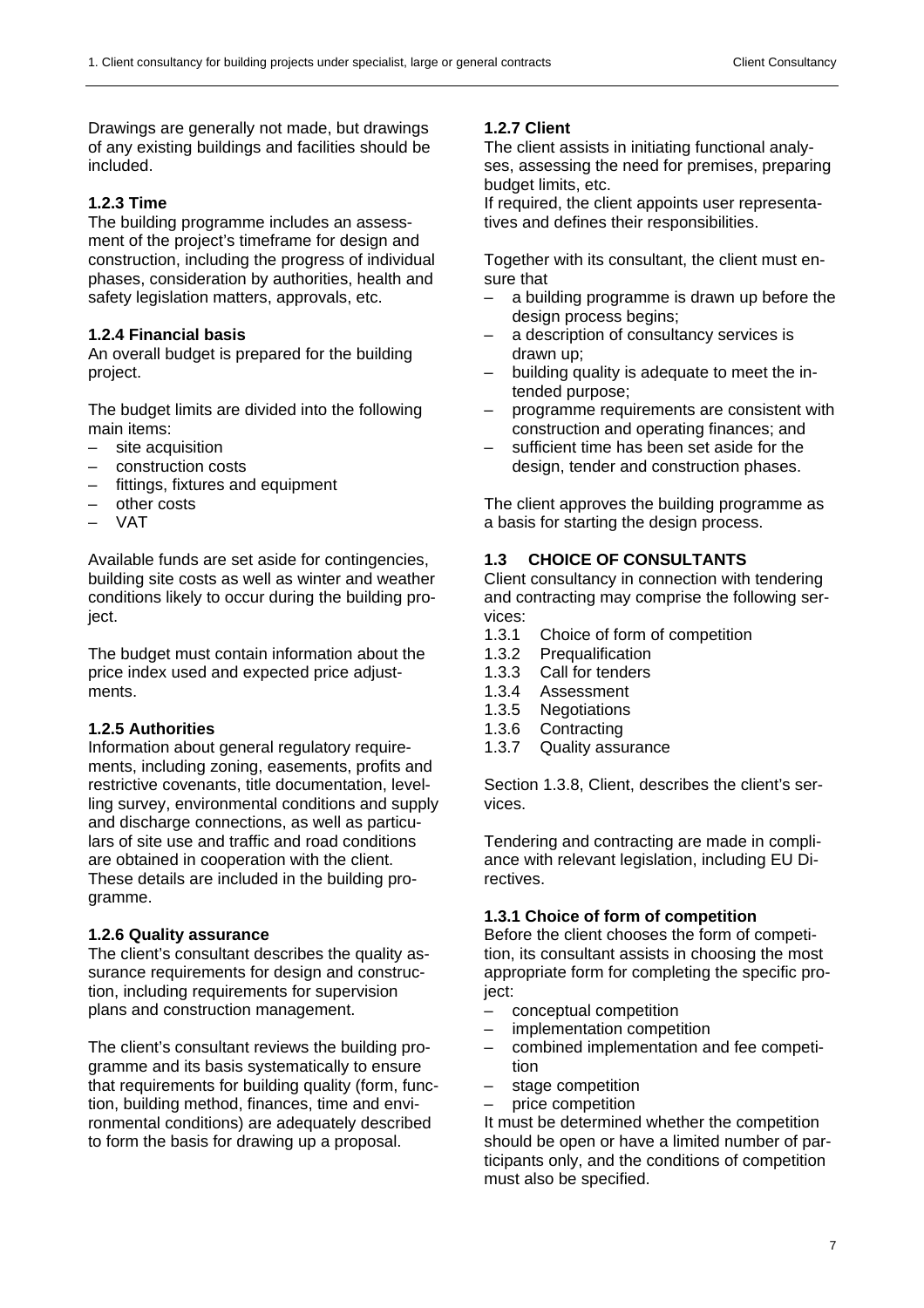Drawings are generally not made, but drawings of any existing buildings and facilities should be included.

### 1.2.3 Time

The building programme includes an assessment of the project's timeframe for design and construction, including the progress of individual phases, consideration by authorities, health and safety legislation matters, approvals, etc.

### 1.2.4 Financial basis

An overall budget is prepared for the building project.

The budget limits are divided into the following main items:

- site acquisition
- construction costs
- fittings, fixtures and equipment
- other costs
- VAT

Available funds are set aside for contingencies, building site costs as well as winter and weather conditions likely to occur during the building project.

The budget must contain information about the price index used and expected price adjustments.

### 1.2.5 Authorities

Information about general regulatory requirements, including zoning, easements, profits and restrictive covenants, title documentation, levelling survey, environmental conditions and supply and discharge connections, as well as particulars of site use and traffic and road conditions are obtained in cooperation with the client. These details are included in the building programme.

### 1.2.6 Quality assurance

The client's consultant describes the quality assurance requirements for design and construction, including requirements for supervision plans and construction management.

The client's consultant reviews the building programme and its basis systematically to ensure that requirements for building quality (form, function, building method, finances, time and environmental conditions) are adequately described to form the basis for drawing up a proposal.

### 1.2.7 Client

The client assists in initiating functional analyses, assessing the need for premises, preparing budget limits, etc.

If required, the client appoints user representatives and defines their responsibilities.

Together with its consultant, the client must ensure that

- a building programme is drawn up before the design process begins;
- a description of consultancy services is drawn up;
- building quality is adequate to meet the intended purpose;
- programme requirements are consistent with construction and operating finances; and
- sufficient time has been set aside for the design, tender and construction phases.

The client approves the building programme as a basis for starting the design process.

## 1.3 CHOICE OF CONSULTANTS

Client consultancy in connection with tendering and contracting may comprise the following services:

1.3.1 Choice of form of competition
1.3.2 Prequalification
1.3.3 Call for tenders
1.3.4 Assessment
1.3.5 Negotiations
1.3.6 Contracting
1.3.7 Quality assurance

Section 1.3.8, Client, describes the client's services.

Tendering and contracting are made in compliance with relevant legislation, including EU Directives.

### 1.3.1 Choice of form of competition

Before the client chooses the form of competition, its consultant assists in choosing the most appropriate form for completing the specific project:

- conceptual competition
- implementation competition
- combined implementation and fee competition
- stage competition
- price competition

It must be determined whether the competition should be open or have a limited number of participants only, and the conditions of competition must also be specified.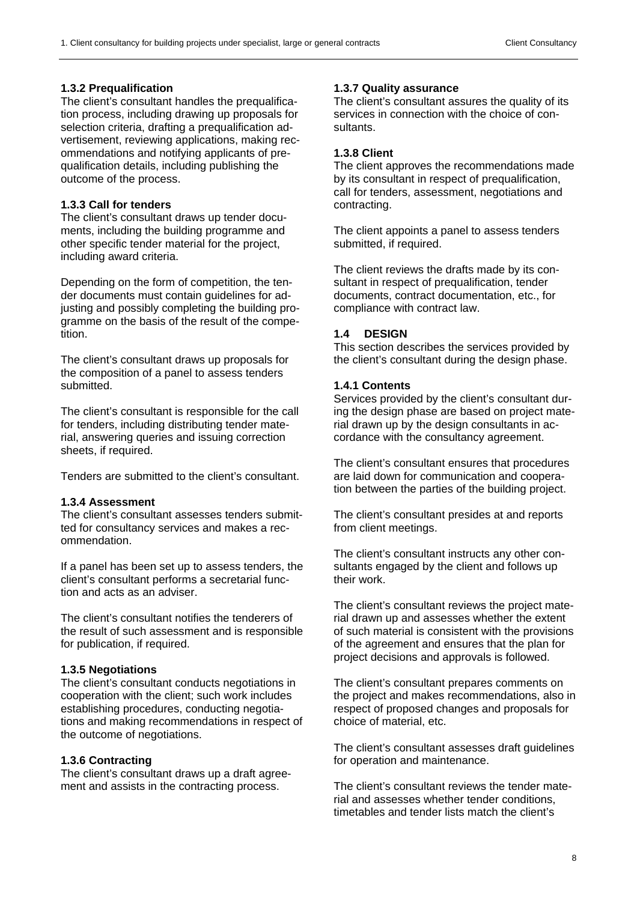#### 1.3.2 Prequalification

The client's consultant handles the prequalification process, including drawing up proposals for selection criteria, drafting a prequalification advertisement, reviewing applications, making recommendations and notifying applicants of prequalification details, including publishing the outcome of the process.

#### 1.3.3 Call for tenders

The client's consultant draws up tender documents, including the building programme and other specific tender material for the project, including award criteria.

Depending on the form of competition, the tender documents must contain guidelines for adjusting and possibly completing the building programme on the basis of the result of the competition.

The client's consultant draws up proposals for the composition of a panel to assess tenders submitted.

The client's consultant is responsible for the call for tenders, including distributing tender material, answering queries and issuing correction sheets, if required.

Tenders are submitted to the client's consultant.

#### 1.3.4 Assessment

The client's consultant assesses tenders submitted for consultancy services and makes a recommendation.

If a panel has been set up to assess tenders, the client's consultant performs a secretarial function and acts as an adviser.

The client's consultant notifies the tenderers of the result of such assessment and is responsible for publication, if required.

#### 1.3.5 Negotiations

The client's consultant conducts negotiations in cooperation with the client; such work includes establishing procedures, conducting negotiations and making recommendations in respect of the outcome of negotiations.

#### 1.3.6 Contracting

The client's consultant draws up a draft agreement and assists in the contracting process.

#### 1.3.7 Quality assurance

The client's consultant assures the quality of its services in connection with the choice of consultants.

#### 1.3.8 Client

The client approves the recommendations made by its consultant in respect of prequalification, call for tenders, assessment, negotiations and contracting.

The client appoints a panel to assess tenders submitted, if required.

The client reviews the drafts made by its consultant in respect of prequalification, tender documents, contract documentation, etc., for compliance with contract law.

### 1.4 DESIGN

This section describes the services provided by the client's consultant during the design phase.

#### 1.4.1 Contents

Services provided by the client's consultant during the design phase are based on project material drawn up by the design consultants in accordance with the consultancy agreement.

The client's consultant ensures that procedures are laid down for communication and cooperation between the parties of the building project.

The client's consultant presides at and reports from client meetings.

The client's consultant instructs any other consultants engaged by the client and follows up their work.

The client's consultant reviews the project material drawn up and assesses whether the extent of such material is consistent with the provisions of the agreement and ensures that the plan for project decisions and approvals is followed.

The client's consultant prepares comments on the project and makes recommendations, also in respect of proposed changes and proposals for choice of material, etc.

The client's consultant assesses draft guidelines for operation and maintenance.

The client's consultant reviews the tender material and assesses whether tender conditions, timetables and tender lists match the client's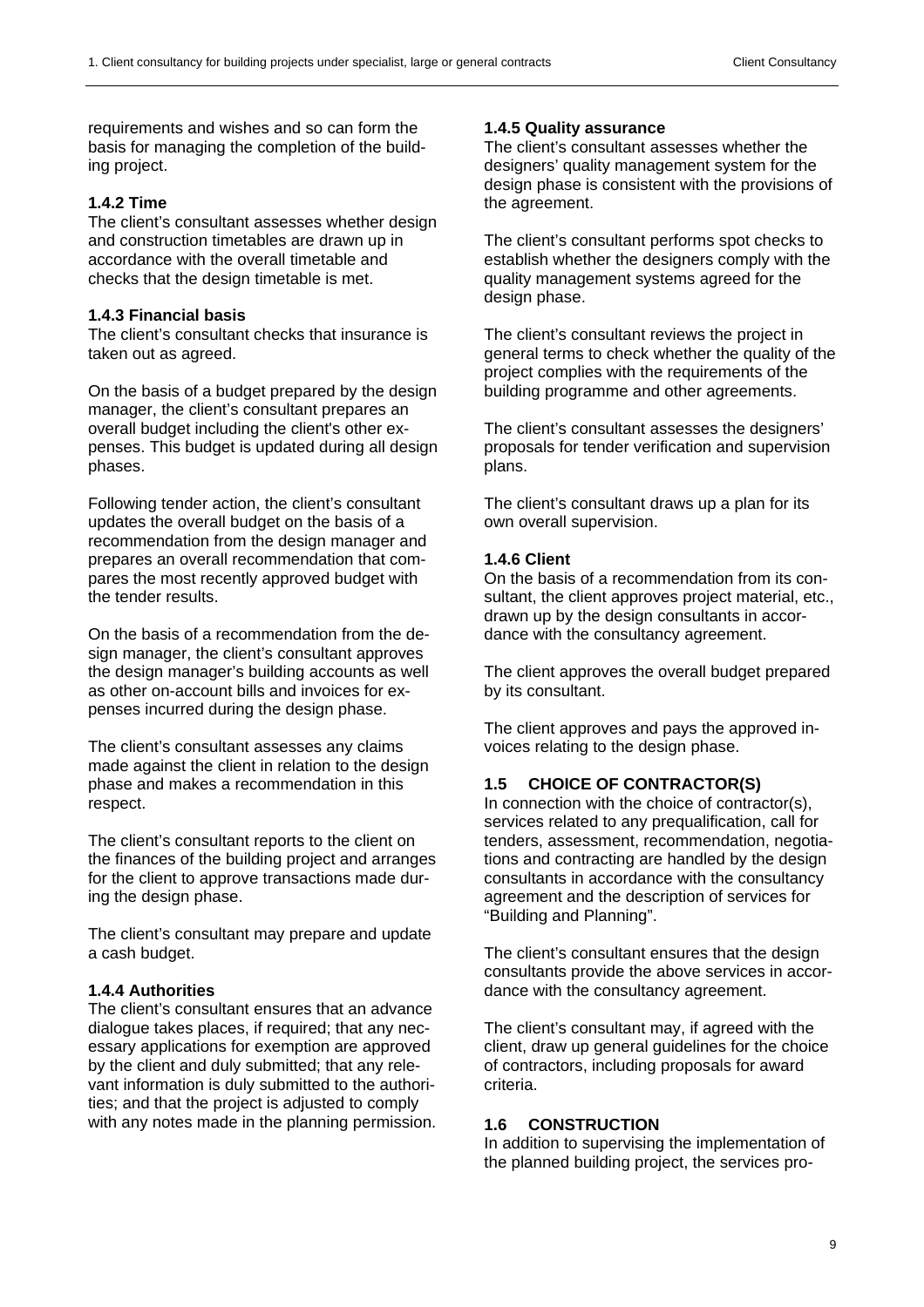requirements and wishes and so can form the basis for managing the completion of the building project.

### 1.4.2 Time

The client's consultant assesses whether design and construction timetables are drawn up in accordance with the overall timetable and checks that the design timetable is met.

### 1.4.3 Financial basis

The client's consultant checks that insurance is taken out as agreed.

On the basis of a budget prepared by the design manager, the client's consultant prepares an overall budget including the client's other expenses. This budget is updated during all design phases.

Following tender action, the client's consultant updates the overall budget on the basis of a recommendation from the design manager and prepares an overall recommendation that compares the most recently approved budget with the tender results.

On the basis of a recommendation from the design manager, the client's consultant approves the design manager's building accounts as well as other on-account bills and invoices for expenses incurred during the design phase.

The client's consultant assesses any claims made against the client in relation to the design phase and makes a recommendation in this respect.

The client's consultant reports to the client on the finances of the building project and arranges for the client to approve transactions made during the design phase.

The client's consultant may prepare and update a cash budget.

### 1.4.4 Authorities

The client's consultant ensures that an advance dialogue takes places, if required; that any necessary applications for exemption are approved by the client and duly submitted; that any relevant information is duly submitted to the authorities; and that the project is adjusted to comply with any notes made in the planning permission.

### 1.4.5 Quality assurance

The client's consultant assesses whether the designers' quality management system for the design phase is consistent with the provisions of the agreement.

The client's consultant performs spot checks to establish whether the designers comply with the quality management systems agreed for the design phase.

The client's consultant reviews the project in general terms to check whether the quality of the project complies with the requirements of the building programme and other agreements.

The client's consultant assesses the designers' proposals for tender verification and supervision plans.

The client's consultant draws up a plan for its own overall supervision.

### 1.4.6 Client

On the basis of a recommendation from its consultant, the client approves project material, etc., drawn up by the design consultants in accordance with the consultancy agreement.

The client approves the overall budget prepared by its consultant.

The client approves and pays the approved invoices relating to the design phase.

## 1.5 CHOICE OF CONTRACTOR(S)

In connection with the choice of contractor(s), services related to any prequalification, call for tenders, assessment, recommendation, negotiations and contracting are handled by the design consultants in accordance with the consultancy agreement and the description of services for "Building and Planning".

The client's consultant ensures that the design consultants provide the above services in accordance with the consultancy agreement.

The client's consultant may, if agreed with the client, draw up general guidelines for the choice of contractors, including proposals for award criteria.

## 1.6 CONSTRUCTION

In addition to supervising the implementation of the planned building project, the services pro-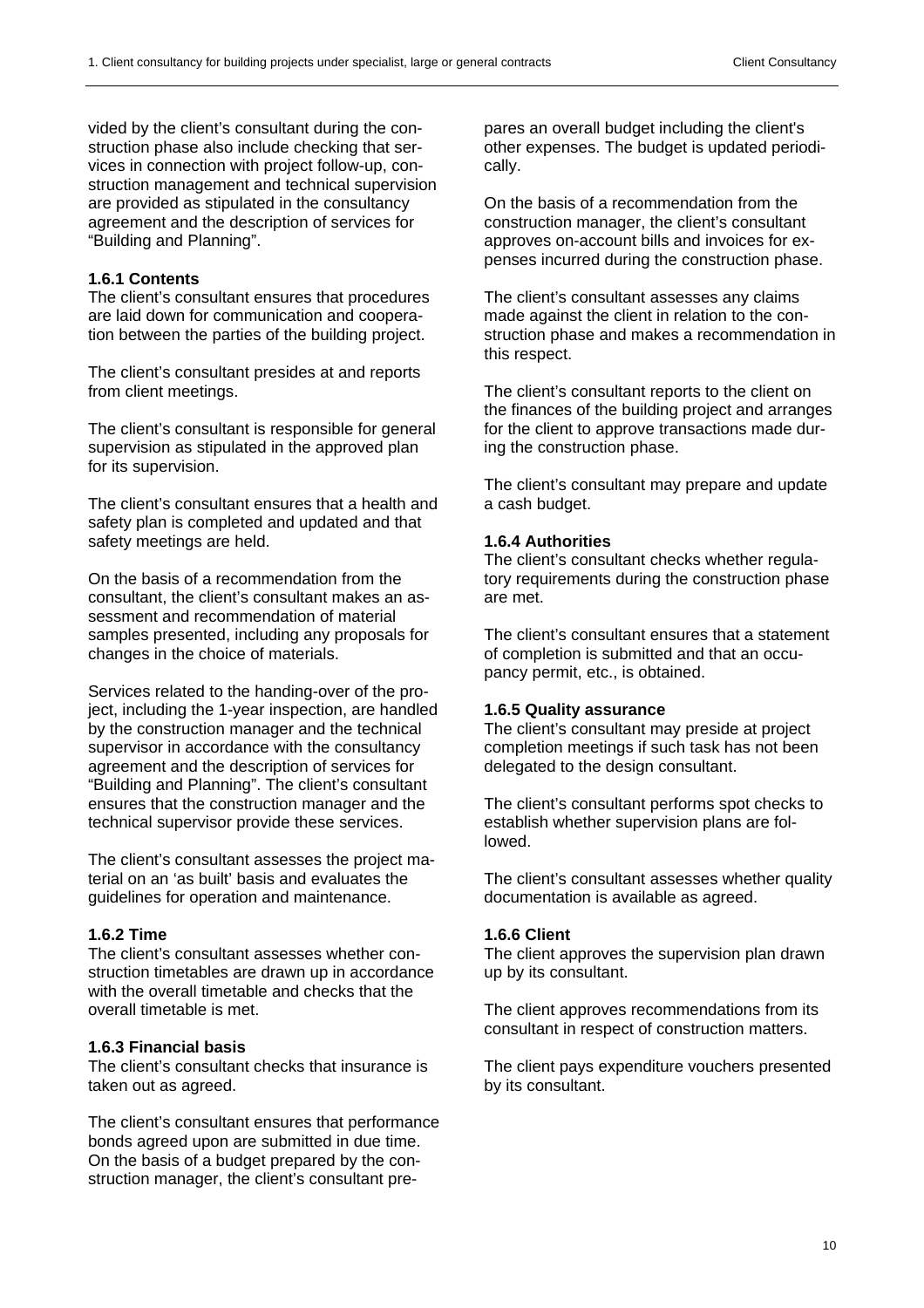vided by the client's consultant during the construction phase also include checking that services in connection with project follow-up, construction management and technical supervision are provided as stipulated in the consultancy agreement and the description of services for "Building and Planning".

### 1.6.1 Contents

The client's consultant ensures that procedures are laid down for communication and cooperation between the parties of the building project.

The client's consultant presides at and reports from client meetings.

The client's consultant is responsible for general supervision as stipulated in the approved plan for its supervision.

The client's consultant ensures that a health and safety plan is completed and updated and that safety meetings are held.

On the basis of a recommendation from the consultant, the client's consultant makes an assessment and recommendation of material samples presented, including any proposals for changes in the choice of materials.

Services related to the handing-over of the project, including the 1-year inspection, are handled by the construction manager and the technical supervisor in accordance with the consultancy agreement and the description of services for "Building and Planning". The client's consultant ensures that the construction manager and the technical supervisor provide these services.

The client's consultant assesses the project material on an 'as built' basis and evaluates the guidelines for operation and maintenance.

### 1.6.2 Time

The client's consultant assesses whether construction timetables are drawn up in accordance with the overall timetable and checks that the overall timetable is met.

### 1.6.3 Financial basis

The client's consultant checks that insurance is taken out as agreed.

The client's consultant ensures that performance bonds agreed upon are submitted in due time. On the basis of a budget prepared by the construction manager, the client's consultant prepares an overall budget including the client's other expenses. The budget is updated periodically.

On the basis of a recommendation from the construction manager, the client's consultant approves on-account bills and invoices for expenses incurred during the construction phase.

The client's consultant assesses any claims made against the client in relation to the construction phase and makes a recommendation in this respect.

The client's consultant reports to the client on the finances of the building project and arranges for the client to approve transactions made during the construction phase.

The client's consultant may prepare and update a cash budget.

### 1.6.4 Authorities

The client's consultant checks whether regulatory requirements during the construction phase are met.

The client's consultant ensures that a statement of completion is submitted and that an occupancy permit, etc., is obtained.

### 1.6.5 Quality assurance

The client's consultant may preside at project completion meetings if such task has not been delegated to the design consultant.

The client's consultant performs spot checks to establish whether supervision plans are followed.

The client's consultant assesses whether quality documentation is available as agreed.

### 1.6.6 Client

The client approves the supervision plan drawn up by its consultant.

The client approves recommendations from its consultant in respect of construction matters.

The client pays expenditure vouchers presented by its consultant.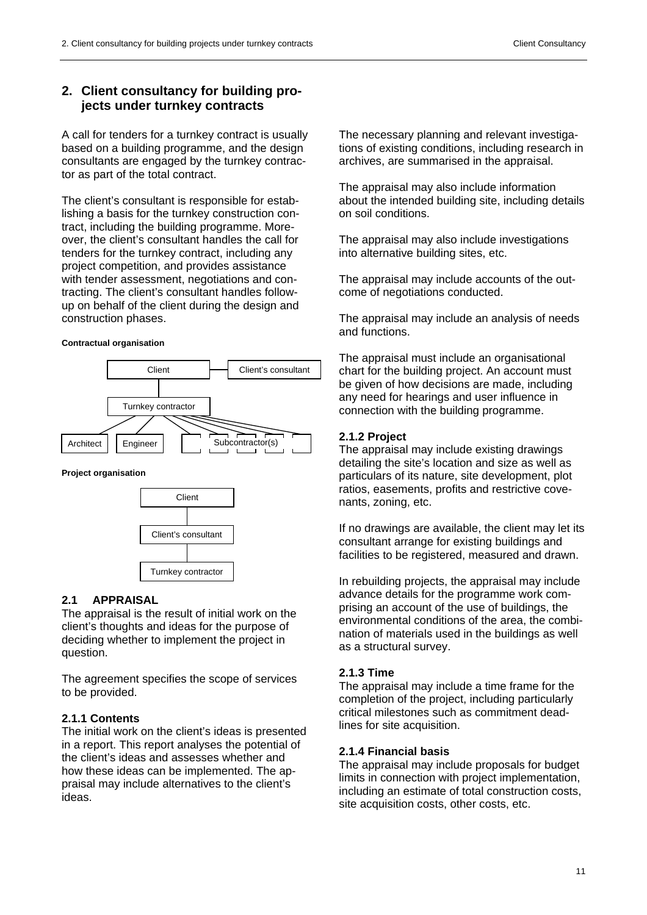## 2. Client consultancy for building projects under turnkey contracts

A call for tenders for a turnkey contract is usually based on a building programme, and the design consultants are engaged by the turnkey contractor as part of the total contract.

The client's consultant is responsible for establishing a basis for the turnkey construction contract, including the building programme. Moreover, the client's consultant handles the call for tenders for the turnkey contract, including any project competition, and provides assistance with tender assessment, negotiations and contracting. The client's consultant handles follow-up on behalf of the client during the design and construction phases.

**Contractual organisation**

Client — Client's consultant

Turnkey contractor

Architect | Engineer | Subcontractor(s)

**Project organisation**

Client

Client's consultant

Turnkey contractor

### 2.1 APPRAISAL

The appraisal is the result of initial work on the client's thoughts and ideas for the purpose of deciding whether to implement the project in question.

The agreement specifies the scope of services to be provided.

#### 2.1.1 Contents

The initial work on the client's ideas is presented in a report. This report analyses the potential of the client's ideas and assesses whether and how these ideas can be implemented. The appraisal may include alternatives to the client's ideas.

The necessary planning and relevant investigations of existing conditions, including research in archives, are summarised in the appraisal.

The appraisal may also include information about the intended building site, including details on soil conditions.

The appraisal may also include investigations into alternative building sites, etc.

The appraisal may include accounts of the outcome of negotiations conducted.

The appraisal may include an analysis of needs and functions.

The appraisal must include an organisational chart for the building project. An account must be given of how decisions are made, including any need for hearings and user influence in connection with the building programme.

#### 2.1.2 Project

The appraisal may include existing drawings detailing the site's location and size as well as particulars of its nature, site development, plot ratios, easements, profits and restrictive covenants, zoning, etc.

If no drawings are available, the client may let its consultant arrange for existing buildings and facilities to be registered, measured and drawn.

In rebuilding projects, the appraisal may include advance details for the programme work comprising an account of the use of buildings, the environmental conditions of the area, the combination of materials used in the buildings as well as a structural survey.

#### 2.1.3 Time

The appraisal may include a time frame for the completion of the project, including particularly critical milestones such as commitment deadlines for site acquisition.

#### 2.1.4 Financial basis

The appraisal may include proposals for budget limits in connection with project implementation, including an estimate of total construction costs, site acquisition costs, other costs, etc.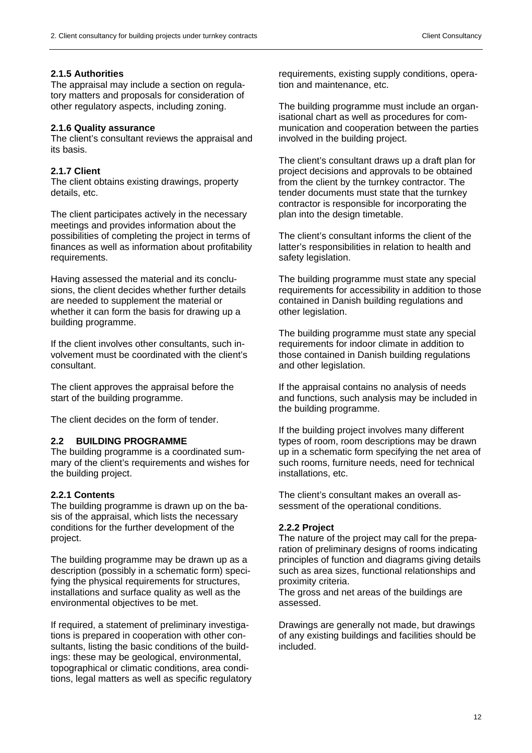### 2.1.5 Authorities

The appraisal may include a section on regulatory matters and proposals for consideration of other regulatory aspects, including zoning.

### 2.1.6 Quality assurance

The client's consultant reviews the appraisal and its basis.

### 2.1.7 Client

The client obtains existing drawings, property details, etc.

The client participates actively in the necessary meetings and provides information about the possibilities of completing the project in terms of finances as well as information about profitability requirements.

Having assessed the material and its conclusions, the client decides whether further details are needed to supplement the material or whether it can form the basis for drawing up a building programme.

If the client involves other consultants, such involvement must be coordinated with the client's consultant.

The client approves the appraisal before the start of the building programme.

The client decides on the form of tender.

## 2.2 BUILDING PROGRAMME

The building programme is a coordinated summary of the client's requirements and wishes for the building project.

### 2.2.1 Contents

The building programme is drawn up on the basis of the appraisal, which lists the necessary conditions for the further development of the project.

The building programme may be drawn up as a description (possibly in a schematic form) specifying the physical requirements for structures, installations and surface quality as well as the environmental objectives to be met.

If required, a statement of preliminary investigations is prepared in cooperation with other consultants, listing the basic conditions of the buildings: these may be geological, environmental, topographical or climatic conditions, area conditions, legal matters as well as specific regulatory requirements, existing supply conditions, operation and maintenance, etc.

The building programme must include an organisational chart as well as procedures for communication and cooperation between the parties involved in the building project.

The client's consultant draws up a draft plan for project decisions and approvals to be obtained from the client by the turnkey contractor. The tender documents must state that the turnkey contractor is responsible for incorporating the plan into the design timetable.

The client's consultant informs the client of the latter's responsibilities in relation to health and safety legislation.

The building programme must state any special requirements for accessibility in addition to those contained in Danish building regulations and other legislation.

The building programme must state any special requirements for indoor climate in addition to those contained in Danish building regulations and other legislation.

If the appraisal contains no analysis of needs and functions, such analysis may be included in the building programme.

If the building project involves many different types of room, room descriptions may be drawn up in a schematic form specifying the net area of such rooms, furniture needs, need for technical installations, etc.

The client's consultant makes an overall assessment of the operational conditions.

### 2.2.2 Project

The nature of the project may call for the preparation of preliminary designs of rooms indicating principles of function and diagrams giving details such as area sizes, functional relationships and proximity criteria.
The gross and net areas of the buildings are assessed.

Drawings are generally not made, but drawings of any existing buildings and facilities should be included.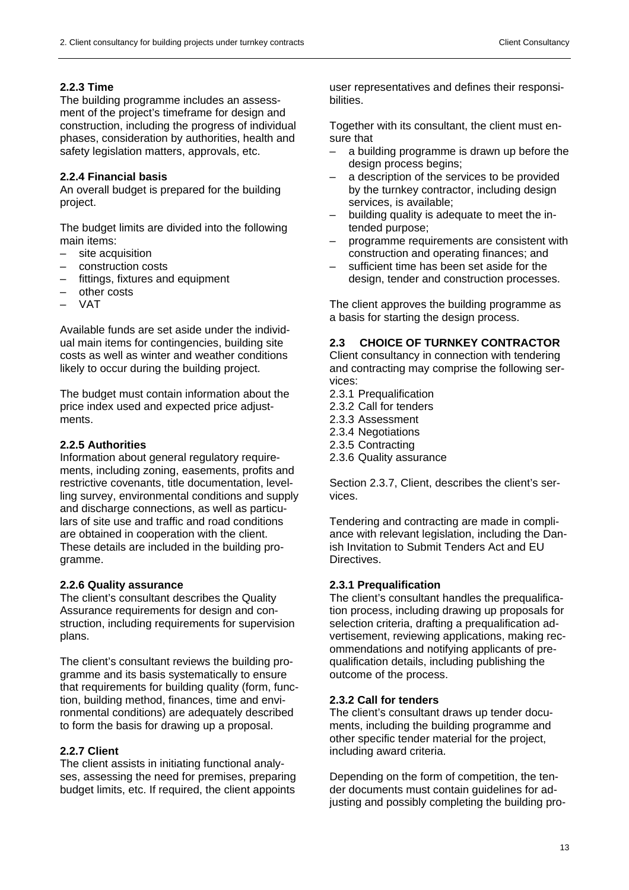### 2.2.3 Time

The building programme includes an assessment of the project's timeframe for design and construction, including the progress of individual phases, consideration by authorities, health and safety legislation matters, approvals, etc.

### 2.2.4 Financial basis

An overall budget is prepared for the building project.

The budget limits are divided into the following main items:

- site acquisition
- construction costs
- fittings, fixtures and equipment
- other costs
- VAT

Available funds are set aside under the individual main items for contingencies, building site costs as well as winter and weather conditions likely to occur during the building project.

The budget must contain information about the price index used and expected price adjustments.

### 2.2.5 Authorities

Information about general regulatory requirements, including zoning, easements, profits and restrictive covenants, title documentation, levelling survey, environmental conditions and supply and discharge connections, as well as particulars of site use and traffic and road conditions are obtained in cooperation with the client. These details are included in the building programme.

### 2.2.6 Quality assurance

The client's consultant describes the Quality Assurance requirements for design and construction, including requirements for supervision plans.

The client's consultant reviews the building programme and its basis systematically to ensure that requirements for building quality (form, function, building method, finances, time and environmental conditions) are adequately described to form the basis for drawing up a proposal.

### 2.2.7 Client

The client assists in initiating functional analyses, assessing the need for premises, preparing budget limits, etc. If required, the client appoints user representatives and defines their responsibilities.

Together with its consultant, the client must ensure that

- a building programme is drawn up before the design process begins;
- a description of the services to be provided by the turnkey contractor, including design services, is available;
- building quality is adequate to meet the intended purpose;
- programme requirements are consistent with construction and operating finances; and
- sufficient time has been set aside for the design, tender and construction processes.

The client approves the building programme as a basis for starting the design process.

## 2.3 CHOICE OF TURNKEY CONTRACTOR

Client consultancy in connection with tendering and contracting may comprise the following services:

2.3.1 Prequalification
2.3.2 Call for tenders
2.3.3 Assessment
2.3.4 Negotiations
2.3.5 Contracting
2.3.6 Quality assurance

Section 2.3.7, Client, describes the client's services.

Tendering and contracting are made in compliance with relevant legislation, including the Danish Invitation to Submit Tenders Act and EU Directives.

### 2.3.1 Prequalification

The client's consultant handles the prequalification process, including drawing up proposals for selection criteria, drafting a prequalification advertisement, reviewing applications, making recommendations and notifying applicants of prequalification details, including publishing the outcome of the process.

### 2.3.2 Call for tenders

The client's consultant draws up tender documents, including the building programme and other specific tender material for the project, including award criteria.

Depending on the form of competition, the tender documents must contain guidelines for adjusting and possibly completing the building pro-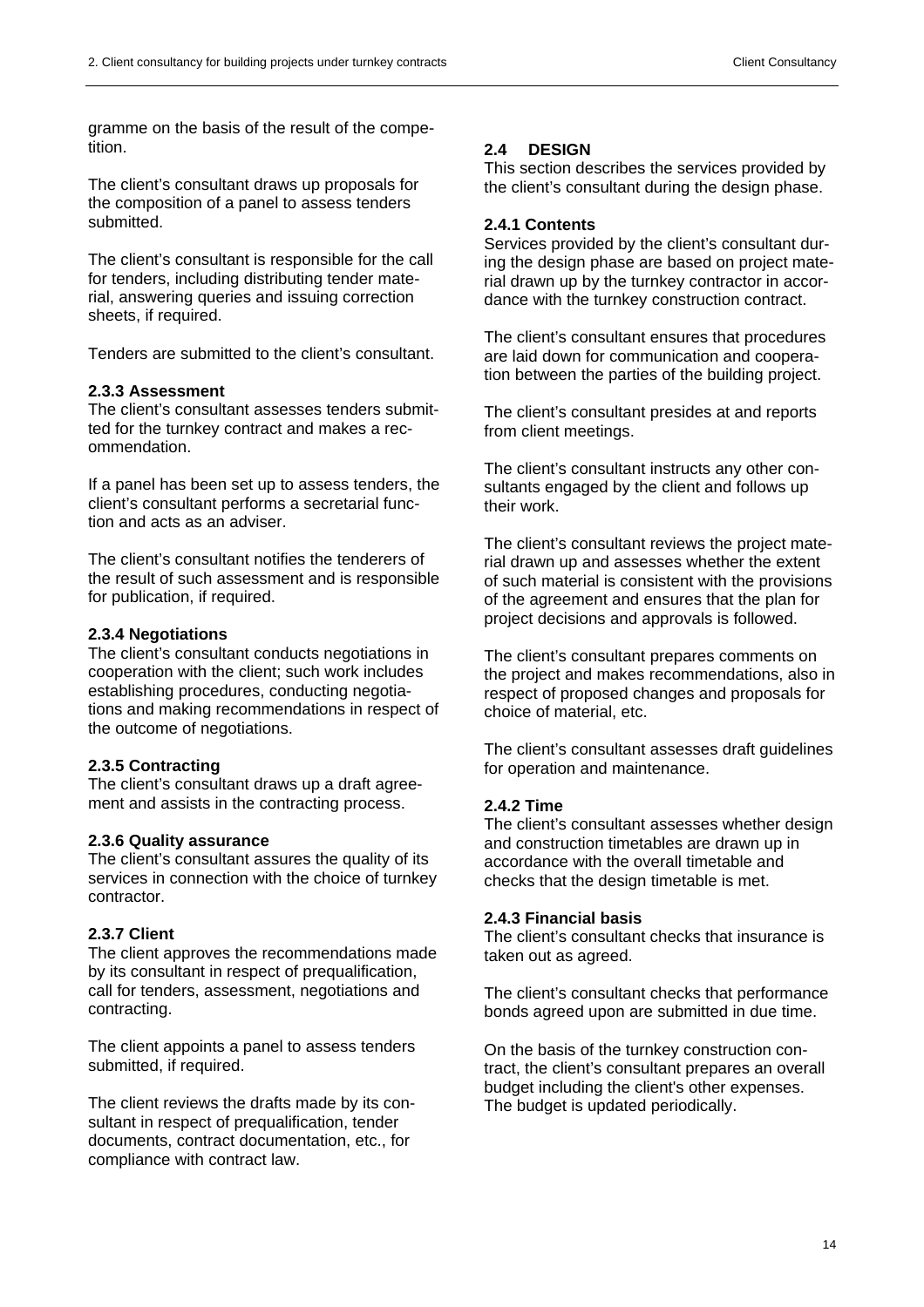gramme on the basis of the result of the competition.

The client's consultant draws up proposals for the composition of a panel to assess tenders submitted.

The client's consultant is responsible for the call for tenders, including distributing tender material, answering queries and issuing correction sheets, if required.

Tenders are submitted to the client's consultant.

#### 2.3.3 Assessment

The client's consultant assesses tenders submitted for the turnkey contract and makes a recommendation.

If a panel has been set up to assess tenders, the client's consultant performs a secretarial function and acts as an adviser.

The client's consultant notifies the tenderers of the result of such assessment and is responsible for publication, if required.

#### 2.3.4 Negotiations

The client's consultant conducts negotiations in cooperation with the client; such work includes establishing procedures, conducting negotiations and making recommendations in respect of the outcome of negotiations.

#### 2.3.5 Contracting

The client's consultant draws up a draft agreement and assists in the contracting process.

#### 2.3.6 Quality assurance

The client's consultant assures the quality of its services in connection with the choice of turnkey contractor.

#### 2.3.7 Client

The client approves the recommendations made by its consultant in respect of prequalification, call for tenders, assessment, negotiations and contracting.

The client appoints a panel to assess tenders submitted, if required.

The client reviews the drafts made by its consultant in respect of prequalification, tender documents, contract documentation, etc., for compliance with contract law.

### 2.4 DESIGN

This section describes the services provided by the client's consultant during the design phase.

#### 2.4.1 Contents

Services provided by the client's consultant during the design phase are based on project material drawn up by the turnkey contractor in accordance with the turnkey construction contract.

The client's consultant ensures that procedures are laid down for communication and cooperation between the parties of the building project.

The client's consultant presides at and reports from client meetings.

The client's consultant instructs any other consultants engaged by the client and follows up their work.

The client's consultant reviews the project material drawn up and assesses whether the extent of such material is consistent with the provisions of the agreement and ensures that the plan for project decisions and approvals is followed.

The client's consultant prepares comments on the project and makes recommendations, also in respect of proposed changes and proposals for choice of material, etc.

The client's consultant assesses draft guidelines for operation and maintenance.

#### 2.4.2 Time

The client's consultant assesses whether design and construction timetables are drawn up in accordance with the overall timetable and checks that the design timetable is met.

#### 2.4.3 Financial basis

The client's consultant checks that insurance is taken out as agreed.

The client's consultant checks that performance bonds agreed upon are submitted in due time.

On the basis of the turnkey construction contract, the client's consultant prepares an overall budget including the client's other expenses. The budget is updated periodically.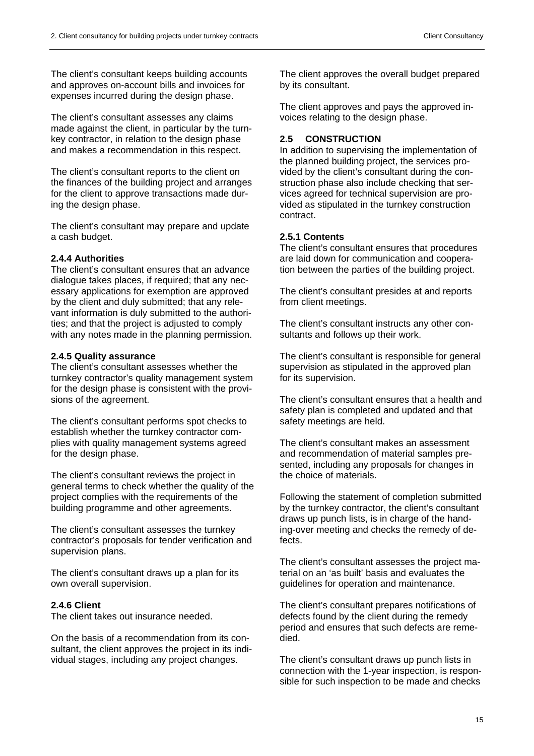The client's consultant keeps building accounts and approves on-account bills and invoices for expenses incurred during the design phase.

The client's consultant assesses any claims made against the client, in particular by the turnkey contractor, in relation to the design phase and makes a recommendation in this respect.

The client's consultant reports to the client on the finances of the building project and arranges for the client to approve transactions made during the design phase.

The client's consultant may prepare and update a cash budget.

#### 2.4.4 Authorities

The client's consultant ensures that an advance dialogue takes places, if required; that any necessary applications for exemption are approved by the client and duly submitted; that any relevant information is duly submitted to the authorities; and that the project is adjusted to comply with any notes made in the planning permission.

#### 2.4.5 Quality assurance

The client's consultant assesses whether the turnkey contractor's quality management system for the design phase is consistent with the provisions of the agreement.

The client's consultant performs spot checks to establish whether the turnkey contractor complies with quality management systems agreed for the design phase.

The client's consultant reviews the project in general terms to check whether the quality of the project complies with the requirements of the building programme and other agreements.

The client's consultant assesses the turnkey contractor's proposals for tender verification and supervision plans.

The client's consultant draws up a plan for its own overall supervision.

#### 2.4.6 Client

The client takes out insurance needed.

On the basis of a recommendation from its consultant, the client approves the project in its individual stages, including any project changes.

The client approves the overall budget prepared by its consultant.

The client approves and pays the approved invoices relating to the design phase.

## 2.5 CONSTRUCTION

In addition to supervising the implementation of the planned building project, the services provided by the client's consultant during the construction phase also include checking that services agreed for technical supervision are provided as stipulated in the turnkey construction contract.

#### 2.5.1 Contents

The client's consultant ensures that procedures are laid down for communication and cooperation between the parties of the building project.

The client's consultant presides at and reports from client meetings.

The client's consultant instructs any other consultants and follows up their work.

The client's consultant is responsible for general supervision as stipulated in the approved plan for its supervision.

The client's consultant ensures that a health and safety plan is completed and updated and that safety meetings are held.

The client's consultant makes an assessment and recommendation of material samples presented, including any proposals for changes in the choice of materials.

Following the statement of completion submitted by the turnkey contractor, the client's consultant draws up punch lists, is in charge of the handing-over meeting and checks the remedy of defects.

The client's consultant assesses the project material on an 'as built' basis and evaluates the guidelines for operation and maintenance.

The client's consultant prepares notifications of defects found by the client during the remedy period and ensures that such defects are remedied.

The client's consultant draws up punch lists in connection with the 1-year inspection, is responsible for such inspection to be made and checks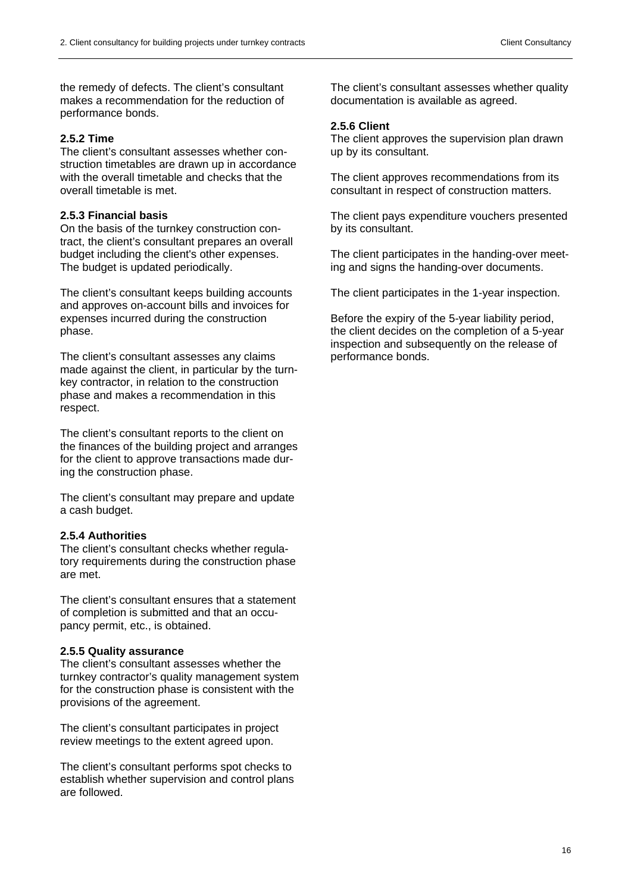the remedy of defects. The client's consultant makes a recommendation for the reduction of performance bonds.

### 2.5.2 Time

The client's consultant assesses whether construction timetables are drawn up in accordance with the overall timetable and checks that the overall timetable is met.

### 2.5.3 Financial basis

On the basis of the turnkey construction contract, the client's consultant prepares an overall budget including the client's other expenses. The budget is updated periodically.

The client's consultant keeps building accounts and approves on-account bills and invoices for expenses incurred during the construction phase.

The client's consultant assesses any claims made against the client, in particular by the turnkey contractor, in relation to the construction phase and makes a recommendation in this respect.

The client's consultant reports to the client on the finances of the building project and arranges for the client to approve transactions made during the construction phase.

The client's consultant may prepare and update a cash budget.

### 2.5.4 Authorities

The client's consultant checks whether regulatory requirements during the construction phase are met.

The client's consultant ensures that a statement of completion is submitted and that an occupancy permit, etc., is obtained.

### 2.5.5 Quality assurance

The client's consultant assesses whether the turnkey contractor's quality management system for the construction phase is consistent with the provisions of the agreement.

The client's consultant participates in project review meetings to the extent agreed upon.

The client's consultant performs spot checks to establish whether supervision and control plans are followed.

The client's consultant assesses whether quality documentation is available as agreed.

### 2.5.6 Client

The client approves the supervision plan drawn up by its consultant.

The client approves recommendations from its consultant in respect of construction matters.

The client pays expenditure vouchers presented by its consultant.

The client participates in the handing-over meeting and signs the handing-over documents.

The client participates in the 1-year inspection.

Before the expiry of the 5-year liability period, the client decides on the completion of a 5-year inspection and subsequently on the release of performance bonds.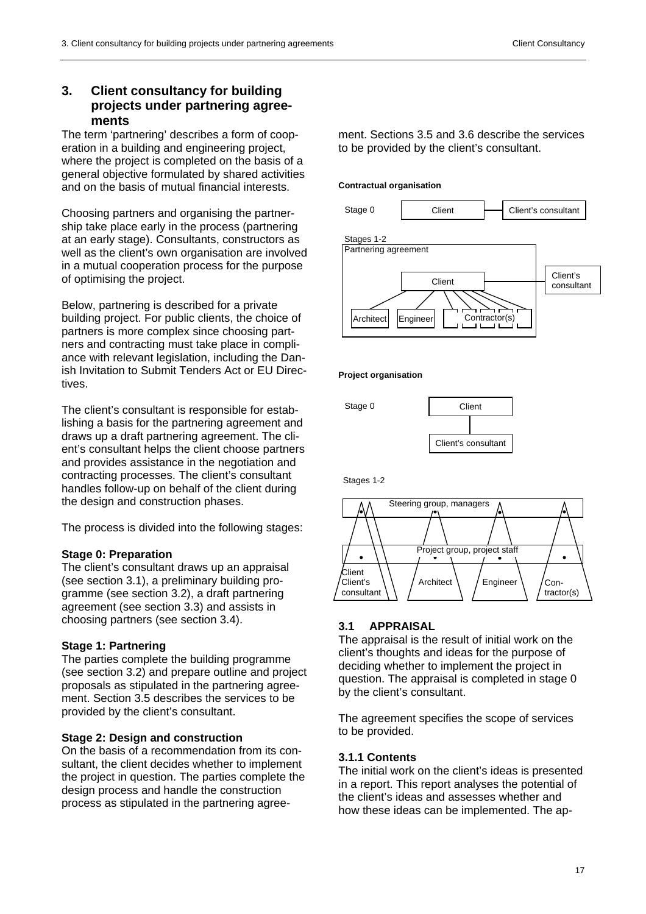## 3. Client consultancy for building projects under partnering agreements

The term 'partnering' describes a form of cooperation in a building and engineering project, where the project is completed on the basis of a general objective formulated by shared activities and on the basis of mutual financial interests.

Choosing partners and organising the partnership take place early in the process (partnering at an early stage). Consultants, constructors as well as the client's own organisation are involved in a mutual cooperation process for the purpose of optimising the project.

Below, partnering is described for a private building project. For public clients, the choice of partners is more complex since choosing partners and contracting must take place in compliance with relevant legislation, including the Danish Invitation to Submit Tenders Act or EU Directives.

The client's consultant is responsible for establishing a basis for the partnering agreement and draws up a draft partnering agreement. The client's consultant helps the client choose partners and provides assistance in the negotiation and contracting processes. The client's consultant handles follow-up on behalf of the client during the design and construction phases.

The process is divided into the following stages:

**Stage 0: Preparation**
The client's consultant draws up an appraisal (see section 3.1), a preliminary building programme (see section 3.2), a draft partnering agreement (see section 3.3) and assists in choosing partners (see section 3.4).

**Stage 1: Partnering**
The parties complete the building programme (see section 3.2) and prepare outline and project proposals as stipulated in the partnering agreement. Section 3.5 describes the services to be provided by the client's consultant.

**Stage 2: Design and construction**
On the basis of a recommendation from its consultant, the client decides whether to implement the project in question. The parties complete the design process and handle the construction process as stipulated in the partnering agreement. Sections 3.5 and 3.6 describe the services to be provided by the client's consultant.

**Contractual organisation**

Stage 0: Client — Client's consultant

Stages 1-2: Partnering agreement — Client (Architect, Engineer, Contractor(s)) — Client's consultant

**Project organisation**

Stage 0: Client — Client's consultant

Stages 1-2: Steering group, managers; Project group, project staff; Client Client's consultant, Architect, Engineer, Contractor(s)

### 3.1 APPRAISAL

The appraisal is the result of initial work on the client's thoughts and ideas for the purpose of deciding whether to implement the project in question. The appraisal is completed in stage 0 by the client's consultant.

The agreement specifies the scope of services to be provided.

#### 3.1.1 Contents

The initial work on the client's ideas is presented in a report. This report analyses the potential of the client's ideas and assesses whether and how these ideas can be implemented. The ap-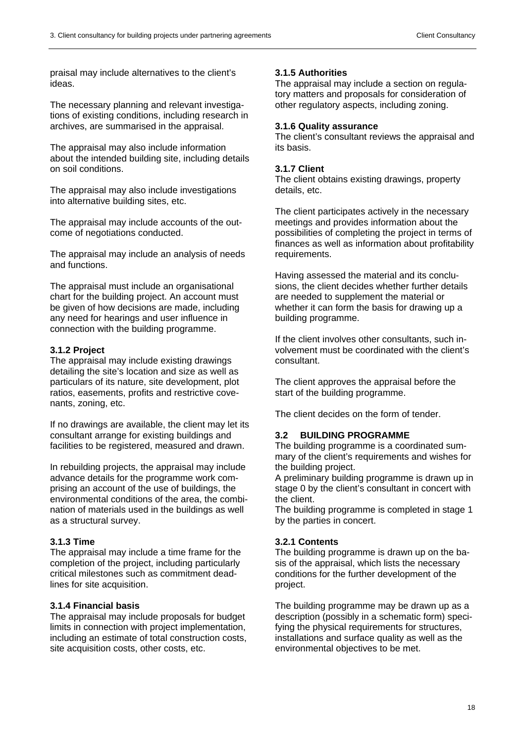praisal may include alternatives to the client's ideas.

The necessary planning and relevant investigations of existing conditions, including research in archives, are summarised in the appraisal.

The appraisal may also include information about the intended building site, including details on soil conditions.

The appraisal may also include investigations into alternative building sites, etc.

The appraisal may include accounts of the outcome of negotiations conducted.

The appraisal may include an analysis of needs and functions.

The appraisal must include an organisational chart for the building project. An account must be given of how decisions are made, including any need for hearings and user influence in connection with the building programme.

### 3.1.2 Project

The appraisal may include existing drawings detailing the site's location and size as well as particulars of its nature, site development, plot ratios, easements, profits and restrictive covenants, zoning, etc.

If no drawings are available, the client may let its consultant arrange for existing buildings and facilities to be registered, measured and drawn.

In rebuilding projects, the appraisal may include advance details for the programme work comprising an account of the use of buildings, the environmental conditions of the area, the combination of materials used in the buildings as well as a structural survey.

### 3.1.3 Time

The appraisal may include a time frame for the completion of the project, including particularly critical milestones such as commitment deadlines for site acquisition.

### 3.1.4 Financial basis

The appraisal may include proposals for budget limits in connection with project implementation, including an estimate of total construction costs, site acquisition costs, other costs, etc.

### 3.1.5 Authorities

The appraisal may include a section on regulatory matters and proposals for consideration of other regulatory aspects, including zoning.

### 3.1.6 Quality assurance

The client's consultant reviews the appraisal and its basis.

### 3.1.7 Client

The client obtains existing drawings, property details, etc.

The client participates actively in the necessary meetings and provides information about the possibilities of completing the project in terms of finances as well as information about profitability requirements.

Having assessed the material and its conclusions, the client decides whether further details are needed to supplement the material or whether it can form the basis for drawing up a building programme.

If the client involves other consultants, such involvement must be coordinated with the client's consultant.

The client approves the appraisal before the start of the building programme.

The client decides on the form of tender.

## 3.2 BUILDING PROGRAMME

The building programme is a coordinated summary of the client's requirements and wishes for the building project.
A preliminary building programme is drawn up in stage 0 by the client's consultant in concert with the client.
The building programme is completed in stage 1 by the parties in concert.

### 3.2.1 Contents

The building programme is drawn up on the basis of the appraisal, which lists the necessary conditions for the further development of the project.

The building programme may be drawn up as a description (possibly in a schematic form) specifying the physical requirements for structures, installations and surface quality as well as the environmental objectives to be met.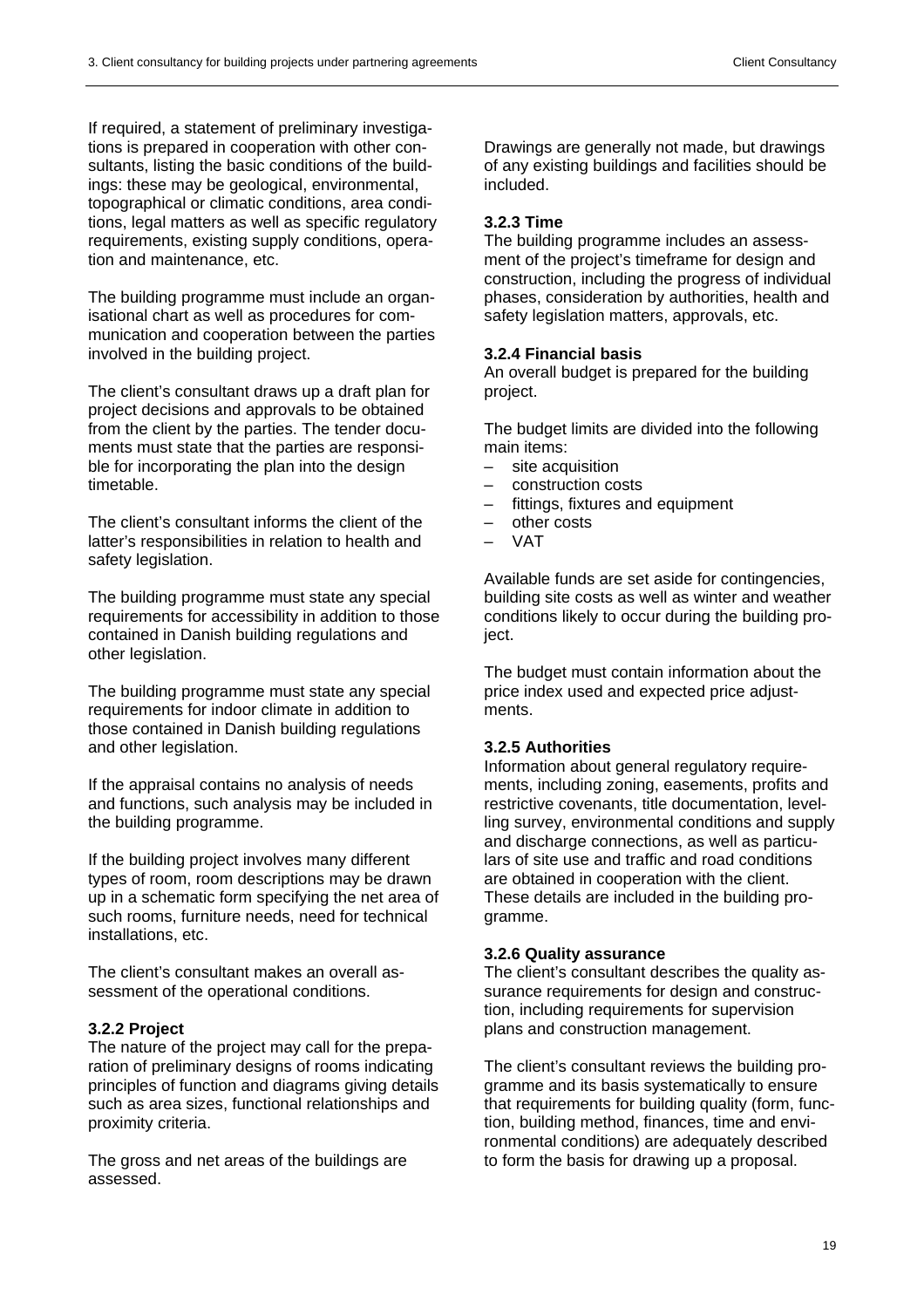If required, a statement of preliminary investigations is prepared in cooperation with other consultants, listing the basic conditions of the buildings: these may be geological, environmental, topographical or climatic conditions, area conditions, legal matters as well as specific regulatory requirements, existing supply conditions, operation and maintenance, etc.

The building programme must include an organisational chart as well as procedures for communication and cooperation between the parties involved in the building project.

The client's consultant draws up a draft plan for project decisions and approvals to be obtained from the client by the parties. The tender documents must state that the parties are responsible for incorporating the plan into the design timetable.

The client's consultant informs the client of the latter's responsibilities in relation to health and safety legislation.

The building programme must state any special requirements for accessibility in addition to those contained in Danish building regulations and other legislation.

The building programme must state any special requirements for indoor climate in addition to those contained in Danish building regulations and other legislation.

If the appraisal contains no analysis of needs and functions, such analysis may be included in the building programme.

If the building project involves many different types of room, room descriptions may be drawn up in a schematic form specifying the net area of such rooms, furniture needs, need for technical installations, etc.

The client's consultant makes an overall assessment of the operational conditions.

**3.2.2 Project**
The nature of the project may call for the preparation of preliminary designs of rooms indicating principles of function and diagrams giving details such as area sizes, functional relationships and proximity criteria.

The gross and net areas of the buildings are assessed.

Drawings are generally not made, but drawings of any existing buildings and facilities should be included.

**3.2.3 Time**
The building programme includes an assessment of the project's timeframe for design and construction, including the progress of individual phases, consideration by authorities, health and safety legislation matters, approvals, etc.

**3.2.4 Financial basis**
An overall budget is prepared for the building project.

The budget limits are divided into the following main items:

- site acquisition
- construction costs
- fittings, fixtures and equipment
- other costs
- VAT

Available funds are set aside for contingencies, building site costs as well as winter and weather conditions likely to occur during the building project.

The budget must contain information about the price index used and expected price adjustments.

**3.2.5 Authorities**
Information about general regulatory requirements, including zoning, easements, profits and restrictive covenants, title documentation, levelling survey, environmental conditions and supply and discharge connections, as well as particulars of site use and traffic and road conditions are obtained in cooperation with the client. These details are included in the building programme.

**3.2.6 Quality assurance**
The client's consultant describes the quality assurance requirements for design and construction, including requirements for supervision plans and construction management.

The client's consultant reviews the building programme and its basis systematically to ensure that requirements for building quality (form, function, building method, finances, time and environmental conditions) are adequately described to form the basis for drawing up a proposal.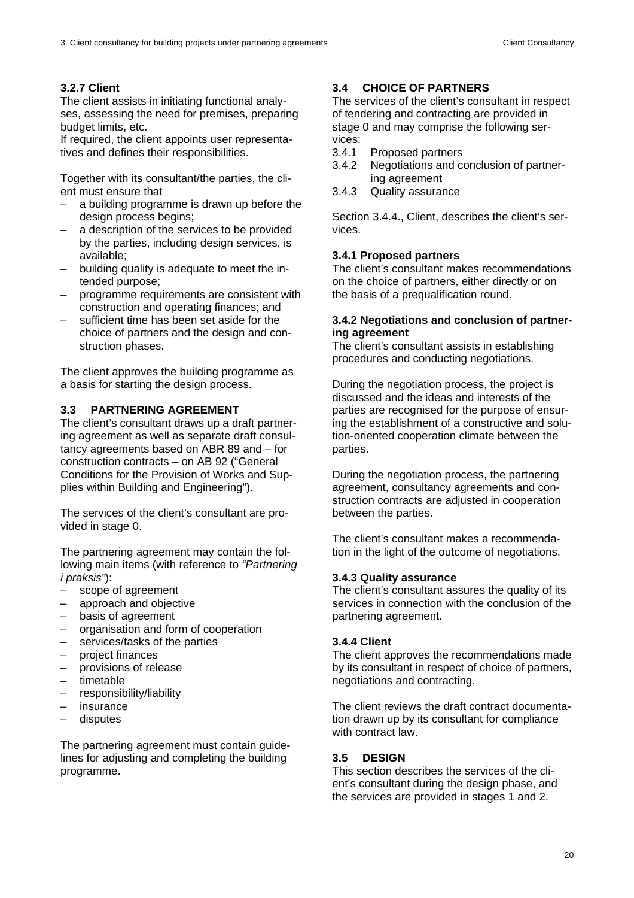### 3.2.7 Client

The client assists in initiating functional analyses, assessing the need for premises, preparing budget limits, etc.
If required, the client appoints user representatives and defines their responsibilities.

Together with its consultant/the parties, the client must ensure that

- a building programme is drawn up before the design process begins;
- a description of the services to be provided by the parties, including design services, is available;
- building quality is adequate to meet the intended purpose;
- programme requirements are consistent with construction and operating finances; and
- sufficient time has been set aside for the choice of partners and the design and construction phases.

The client approves the building programme as a basis for starting the design process.

## 3.3 PARTNERING AGREEMENT

The client's consultant draws up a draft partnering agreement as well as separate draft consultancy agreements based on ABR 89 and – for construction contracts – on AB 92 ("General Conditions for the Provision of Works and Supplies within Building and Engineering").

The services of the client's consultant are provided in stage 0.

The partnering agreement may contain the following main items (with reference to *"Partnering i praksis"*):

- scope of agreement
- approach and objective
- basis of agreement
- organisation and form of cooperation
- services/tasks of the parties
- project finances
- provisions of release
- timetable
- responsibility/liability
- insurance
- disputes

The partnering agreement must contain guidelines for adjusting and completing the building programme.

## 3.4 CHOICE OF PARTNERS

The services of the client's consultant in respect of tendering and contracting are provided in stage 0 and may comprise the following services:

3.4.1 Proposed partners
3.4.2 Negotiations and conclusion of partnering agreement
3.4.3 Quality assurance

Section 3.4.4., Client, describes the client's services.

### 3.4.1 Proposed partners

The client's consultant makes recommendations on the choice of partners, either directly or on the basis of a prequalification round.

### 3.4.2 Negotiations and conclusion of partnering agreement

The client's consultant assists in establishing procedures and conducting negotiations.

During the negotiation process, the project is discussed and the ideas and interests of the parties are recognised for the purpose of ensuring the establishment of a constructive and solution-oriented cooperation climate between the parties.

During the negotiation process, the partnering agreement, consultancy agreements and construction contracts are adjusted in cooperation between the parties.

The client's consultant makes a recommendation in the light of the outcome of negotiations.

### 3.4.3 Quality assurance

The client's consultant assures the quality of its services in connection with the conclusion of the partnering agreement.

### 3.4.4 Client

The client approves the recommendations made by its consultant in respect of choice of partners, negotiations and contracting.

The client reviews the draft contract documentation drawn up by its consultant for compliance with contract law.

## 3.5 DESIGN

This section describes the services of the client's consultant during the design phase, and the services are provided in stages 1 and 2.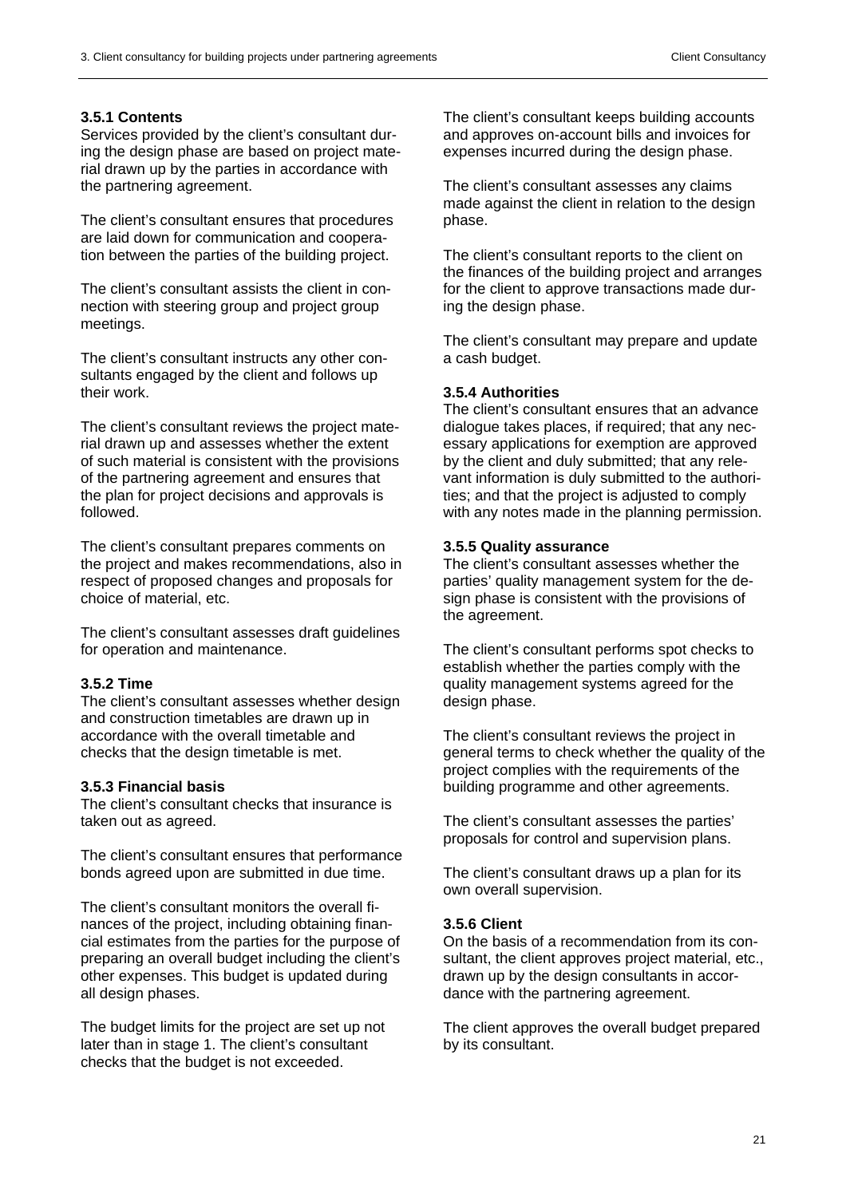### 3.5.1 Contents

Services provided by the client's consultant during the design phase are based on project material drawn up by the parties in accordance with the partnering agreement.

The client's consultant ensures that procedures are laid down for communication and cooperation between the parties of the building project.

The client's consultant assists the client in connection with steering group and project group meetings.

The client's consultant instructs any other consultants engaged by the client and follows up their work.

The client's consultant reviews the project material drawn up and assesses whether the extent of such material is consistent with the provisions of the partnering agreement and ensures that the plan for project decisions and approvals is followed.

The client's consultant prepares comments on the project and makes recommendations, also in respect of proposed changes and proposals for choice of material, etc.

The client's consultant assesses draft guidelines for operation and maintenance.

### 3.5.2 Time

The client's consultant assesses whether design and construction timetables are drawn up in accordance with the overall timetable and checks that the design timetable is met.

### 3.5.3 Financial basis

The client's consultant checks that insurance is taken out as agreed.

The client's consultant ensures that performance bonds agreed upon are submitted in due time.

The client's consultant monitors the overall finances of the project, including obtaining financial estimates from the parties for the purpose of preparing an overall budget including the client's other expenses. This budget is updated during all design phases.

The budget limits for the project are set up not later than in stage 1. The client's consultant checks that the budget is not exceeded.

The client's consultant keeps building accounts and approves on-account bills and invoices for expenses incurred during the design phase.

The client's consultant assesses any claims made against the client in relation to the design phase.

The client's consultant reports to the client on the finances of the building project and arranges for the client to approve transactions made during the design phase.

The client's consultant may prepare and update a cash budget.

### 3.5.4 Authorities

The client's consultant ensures that an advance dialogue takes places, if required; that any necessary applications for exemption are approved by the client and duly submitted; that any relevant information is duly submitted to the authorities; and that the project is adjusted to comply with any notes made in the planning permission.

### 3.5.5 Quality assurance

The client's consultant assesses whether the parties' quality management system for the design phase is consistent with the provisions of the agreement.

The client's consultant performs spot checks to establish whether the parties comply with the quality management systems agreed for the design phase.

The client's consultant reviews the project in general terms to check whether the quality of the project complies with the requirements of the building programme and other agreements.

The client's consultant assesses the parties' proposals for control and supervision plans.

The client's consultant draws up a plan for its own overall supervision.

### 3.5.6 Client

On the basis of a recommendation from its consultant, the client approves project material, etc., drawn up by the design consultants in accordance with the partnering agreement.

The client approves the overall budget prepared by its consultant.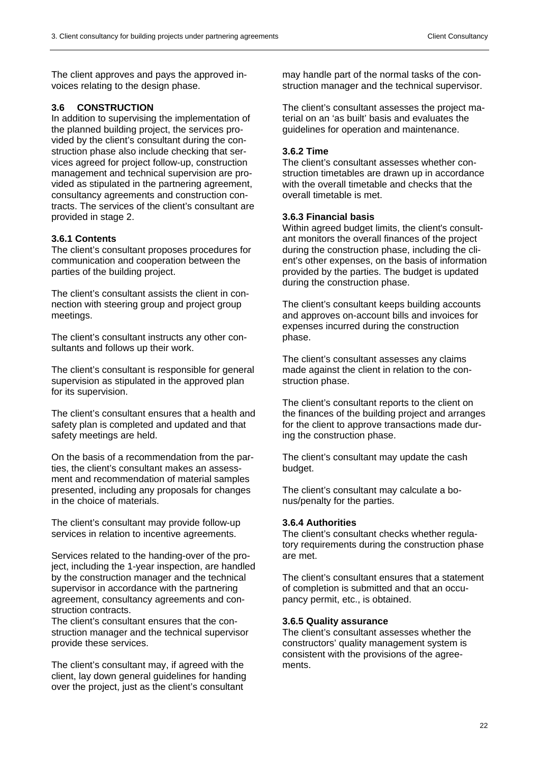The client approves and pays the approved invoices relating to the design phase.

## 3.6 CONSTRUCTION

In addition to supervising the implementation of the planned building project, the services provided by the client's consultant during the construction phase also include checking that services agreed for project follow-up, construction management and technical supervision are provided as stipulated in the partnering agreement, consultancy agreements and construction contracts. The services of the client's consultant are provided in stage 2.

### 3.6.1 Contents

The client's consultant proposes procedures for communication and cooperation between the parties of the building project.

The client's consultant assists the client in connection with steering group and project group meetings.

The client's consultant instructs any other consultants and follows up their work.

The client's consultant is responsible for general supervision as stipulated in the approved plan for its supervision.

The client's consultant ensures that a health and safety plan is completed and updated and that safety meetings are held.

On the basis of a recommendation from the parties, the client's consultant makes an assessment and recommendation of material samples presented, including any proposals for changes in the choice of materials.

The client's consultant may provide follow-up services in relation to incentive agreements.

Services related to the handing-over of the project, including the 1-year inspection, are handled by the construction manager and the technical supervisor in accordance with the partnering agreement, consultancy agreements and construction contracts.
The client's consultant ensures that the construction manager and the technical supervisor provide these services.

The client's consultant may, if agreed with the client, lay down general guidelines for handing over the project, just as the client's consultant may handle part of the normal tasks of the construction manager and the technical supervisor.

The client's consultant assesses the project material on an 'as built' basis and evaluates the guidelines for operation and maintenance.

### 3.6.2 Time

The client's consultant assesses whether construction timetables are drawn up in accordance with the overall timetable and checks that the overall timetable is met.

### 3.6.3 Financial basis

Within agreed budget limits, the client's consultant monitors the overall finances of the project during the construction phase, including the client's other expenses, on the basis of information provided by the parties. The budget is updated during the construction phase.

The client's consultant keeps building accounts and approves on-account bills and invoices for expenses incurred during the construction phase.

The client's consultant assesses any claims made against the client in relation to the construction phase.

The client's consultant reports to the client on the finances of the building project and arranges for the client to approve transactions made during the construction phase.

The client's consultant may update the cash budget.

The client's consultant may calculate a bonus/penalty for the parties.

### 3.6.4 Authorities

The client's consultant checks whether regulatory requirements during the construction phase are met.

The client's consultant ensures that a statement of completion is submitted and that an occupancy permit, etc., is obtained.

### 3.6.5 Quality assurance

The client's consultant assesses whether the constructors' quality management system is consistent with the provisions of the agreements.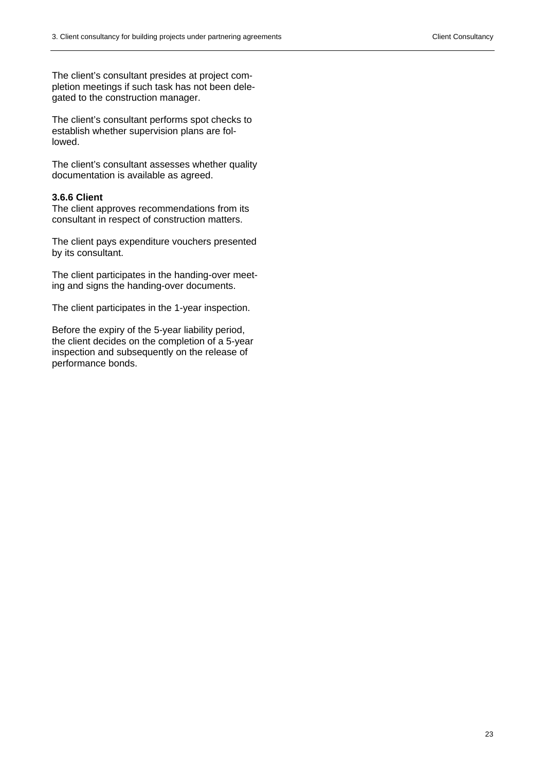The client's consultant presides at project completion meetings if such task has not been delegated to the construction manager.

The client's consultant performs spot checks to establish whether supervision plans are followed.

The client's consultant assesses whether quality documentation is available as agreed.

#### 3.6.6 Client

The client approves recommendations from its consultant in respect of construction matters.

The client pays expenditure vouchers presented by its consultant.

The client participates in the handing-over meeting and signs the handing-over documents.

The client participates in the 1-year inspection.

Before the expiry of the 5-year liability period, the client decides on the completion of a 5-year inspection and subsequently on the release of performance bonds.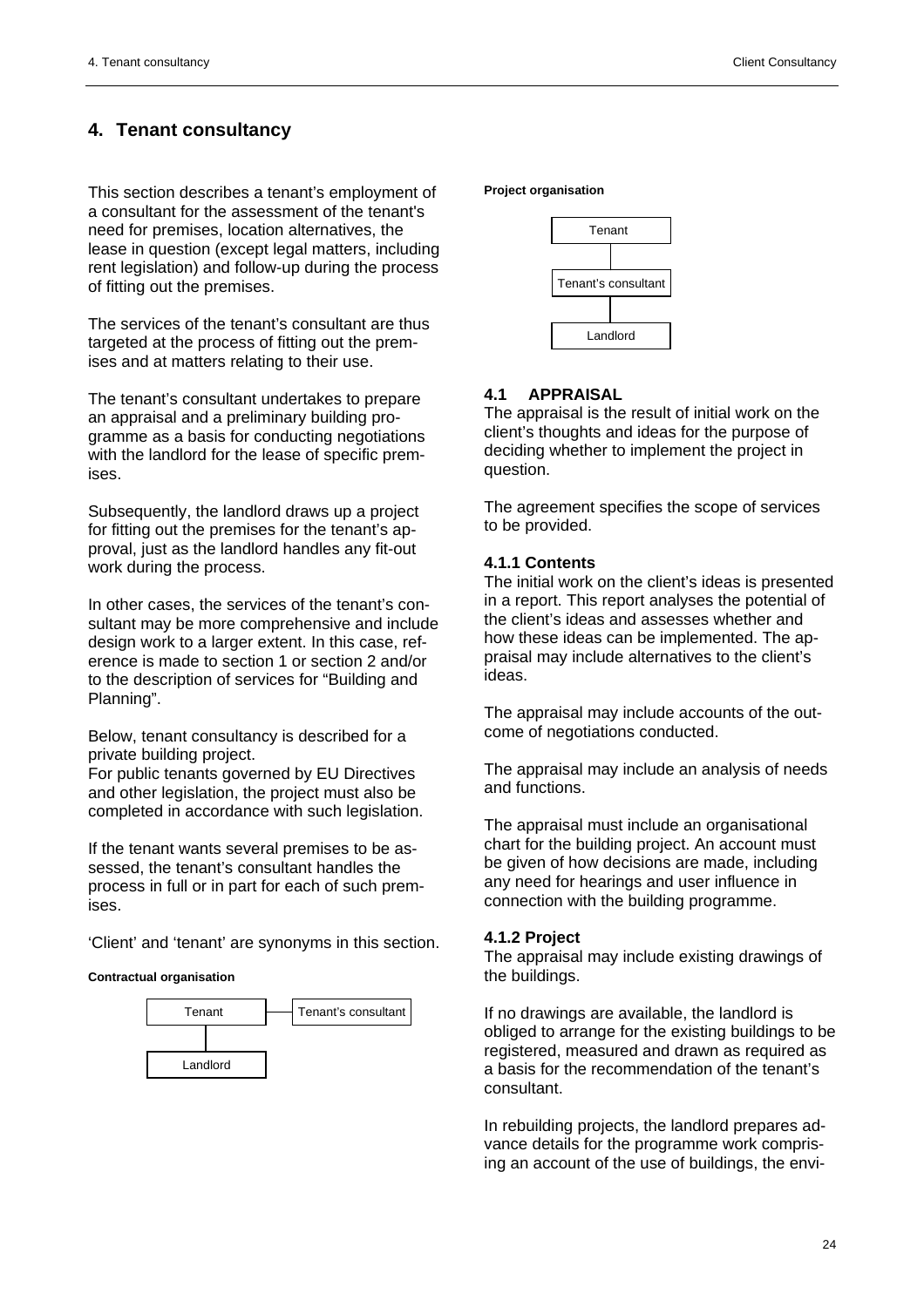# 4. Tenant consultancy

This section describes a tenant's employment of a consultant for the assessment of the tenant's need for premises, location alternatives, the lease in question (except legal matters, including rent legislation) and follow-up during the process of fitting out the premises.

The services of the tenant's consultant are thus targeted at the process of fitting out the premises and at matters relating to their use.

The tenant's consultant undertakes to prepare an appraisal and a preliminary building programme as a basis for conducting negotiations with the landlord for the lease of specific premises.

Subsequently, the landlord draws up a project for fitting out the premises for the tenant's approval, just as the landlord handles any fit-out work during the process.

In other cases, the services of the tenant's consultant may be more comprehensive and include design work to a larger extent. In this case, reference is made to section 1 or section 2 and/or to the description of services for "Building and Planning".

Below, tenant consultancy is described for a private building project.
For public tenants governed by EU Directives and other legislation, the project must also be completed in accordance with such legislation.

If the tenant wants several premises to be assessed, the tenant's consultant handles the process in full or in part for each of such premises.

'Client' and 'tenant' are synonyms in this section.

**Contractual organisation**

Tenant — Tenant's consultant

Landlord

**Project organisation**

Tenant

Tenant's consultant

Landlord

### 4.1 APPRAISAL

The appraisal is the result of initial work on the client's thoughts and ideas for the purpose of deciding whether to implement the project in question.

The agreement specifies the scope of services to be provided.

#### 4.1.1 Contents

The initial work on the client's ideas is presented in a report. This report analyses the potential of the client's ideas and assesses whether and how these ideas can be implemented. The appraisal may include alternatives to the client's ideas.

The appraisal may include accounts of the outcome of negotiations conducted.

The appraisal may include an analysis of needs and functions.

The appraisal must include an organisational chart for the building project. An account must be given of how decisions are made, including any need for hearings and user influence in connection with the building programme.

#### 4.1.2 Project

The appraisal may include existing drawings of the buildings.

If no drawings are available, the landlord is obliged to arrange for the existing buildings to be registered, measured and drawn as required as a basis for the recommendation of the tenant's consultant.

In rebuilding projects, the landlord prepares advance details for the programme work comprising an account of the use of buildings, the envi-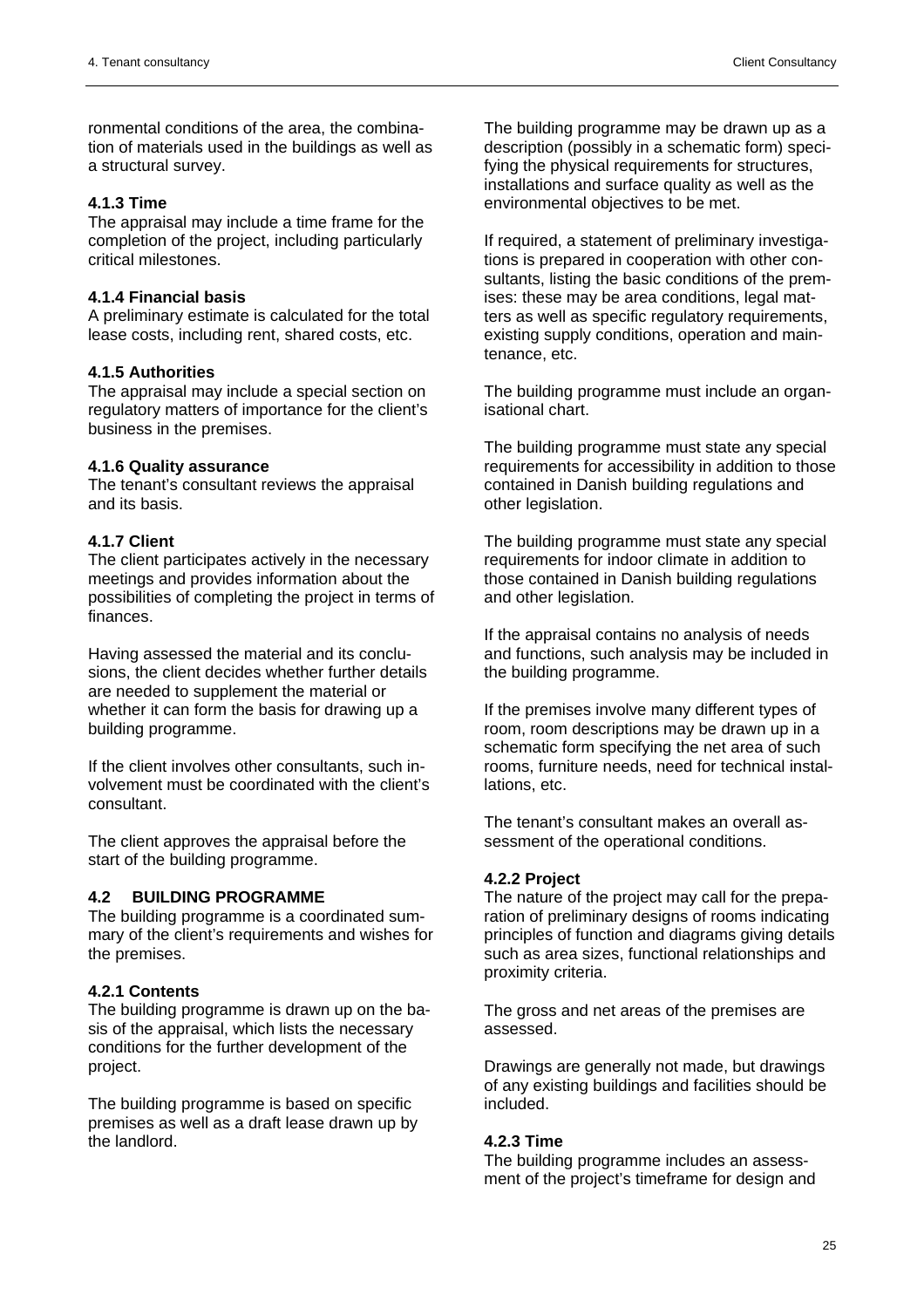ronmental conditions of the area, the combination of materials used in the buildings as well as a structural survey.

### 4.1.3 Time

The appraisal may include a time frame for the completion of the project, including particularly critical milestones.

### 4.1.4 Financial basis

A preliminary estimate is calculated for the total lease costs, including rent, shared costs, etc.

### 4.1.5 Authorities

The appraisal may include a special section on regulatory matters of importance for the client's business in the premises.

### 4.1.6 Quality assurance

The tenant's consultant reviews the appraisal and its basis.

### 4.1.7 Client

The client participates actively in the necessary meetings and provides information about the possibilities of completing the project in terms of finances.

Having assessed the material and its conclusions, the client decides whether further details are needed to supplement the material or whether it can form the basis for drawing up a building programme.

If the client involves other consultants, such involvement must be coordinated with the client's consultant.

The client approves the appraisal before the start of the building programme.

## 4.2 BUILDING PROGRAMME

The building programme is a coordinated summary of the client's requirements and wishes for the premises.

### 4.2.1 Contents

The building programme is drawn up on the basis of the appraisal, which lists the necessary conditions for the further development of the project.

The building programme is based on specific premises as well as a draft lease drawn up by the landlord.

The building programme may be drawn up as a description (possibly in a schematic form) specifying the physical requirements for structures, installations and surface quality as well as the environmental objectives to be met.

If required, a statement of preliminary investigations is prepared in cooperation with other consultants, listing the basic conditions of the premises: these may be area conditions, legal matters as well as specific regulatory requirements, existing supply conditions, operation and maintenance, etc.

The building programme must include an organisational chart.

The building programme must state any special requirements for accessibility in addition to those contained in Danish building regulations and other legislation.

The building programme must state any special requirements for indoor climate in addition to those contained in Danish building regulations and other legislation.

If the appraisal contains no analysis of needs and functions, such analysis may be included in the building programme.

If the premises involve many different types of room, room descriptions may be drawn up in a schematic form specifying the net area of such rooms, furniture needs, need for technical installations, etc.

The tenant's consultant makes an overall assessment of the operational conditions.

### 4.2.2 Project

The nature of the project may call for the preparation of preliminary designs of rooms indicating principles of function and diagrams giving details such as area sizes, functional relationships and proximity criteria.

The gross and net areas of the premises are assessed.

Drawings are generally not made, but drawings of any existing buildings and facilities should be included.

### 4.2.3 Time

The building programme includes an assessment of the project's timeframe for design and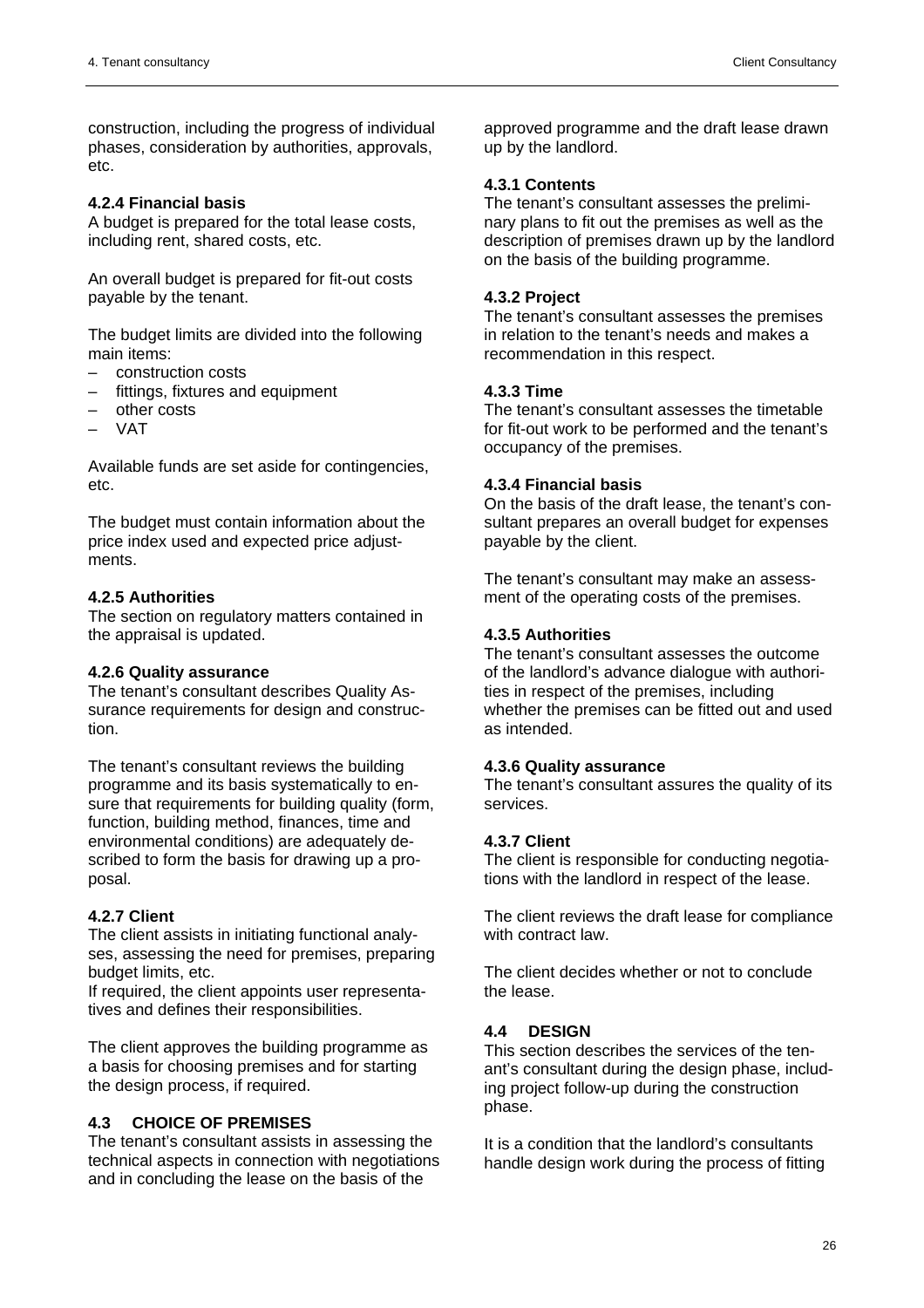construction, including the progress of individual phases, consideration by authorities, approvals, etc.

### 4.2.4 Financial basis

A budget is prepared for the total lease costs, including rent, shared costs, etc.

An overall budget is prepared for fit-out costs payable by the tenant.

The budget limits are divided into the following main items:

- construction costs
- fittings, fixtures and equipment
- other costs
- VAT

Available funds are set aside for contingencies, etc.

The budget must contain information about the price index used and expected price adjustments.

### 4.2.5 Authorities

The section on regulatory matters contained in the appraisal is updated.

### 4.2.6 Quality assurance

The tenant's consultant describes Quality Assurance requirements for design and construction.

The tenant's consultant reviews the building programme and its basis systematically to ensure that requirements for building quality (form, function, building method, finances, time and environmental conditions) are adequately described to form the basis for drawing up a proposal.

### 4.2.7 Client

The client assists in initiating functional analyses, assessing the need for premises, preparing budget limits, etc.
If required, the client appoints user representatives and defines their responsibilities.

The client approves the building programme as a basis for choosing premises and for starting the design process, if required.

## 4.3 CHOICE OF PREMISES

The tenant's consultant assists in assessing the technical aspects in connection with negotiations and in concluding the lease on the basis of the approved programme and the draft lease drawn up by the landlord.

### 4.3.1 Contents

The tenant's consultant assesses the preliminary plans to fit out the premises as well as the description of premises drawn up by the landlord on the basis of the building programme.

### 4.3.2 Project

The tenant's consultant assesses the premises in relation to the tenant's needs and makes a recommendation in this respect.

### 4.3.3 Time

The tenant's consultant assesses the timetable for fit-out work to be performed and the tenant's occupancy of the premises.

### 4.3.4 Financial basis

On the basis of the draft lease, the tenant's consultant prepares an overall budget for expenses payable by the client.

The tenant's consultant may make an assessment of the operating costs of the premises.

### 4.3.5 Authorities

The tenant's consultant assesses the outcome of the landlord's advance dialogue with authorities in respect of the premises, including whether the premises can be fitted out and used as intended.

### 4.3.6 Quality assurance

The tenant's consultant assures the quality of its services.

### 4.3.7 Client

The client is responsible for conducting negotiations with the landlord in respect of the lease.

The client reviews the draft lease for compliance with contract law.

The client decides whether or not to conclude the lease.

## 4.4 DESIGN

This section describes the services of the tenant's consultant during the design phase, including project follow-up during the construction phase.

It is a condition that the landlord's consultants handle design work during the process of fitting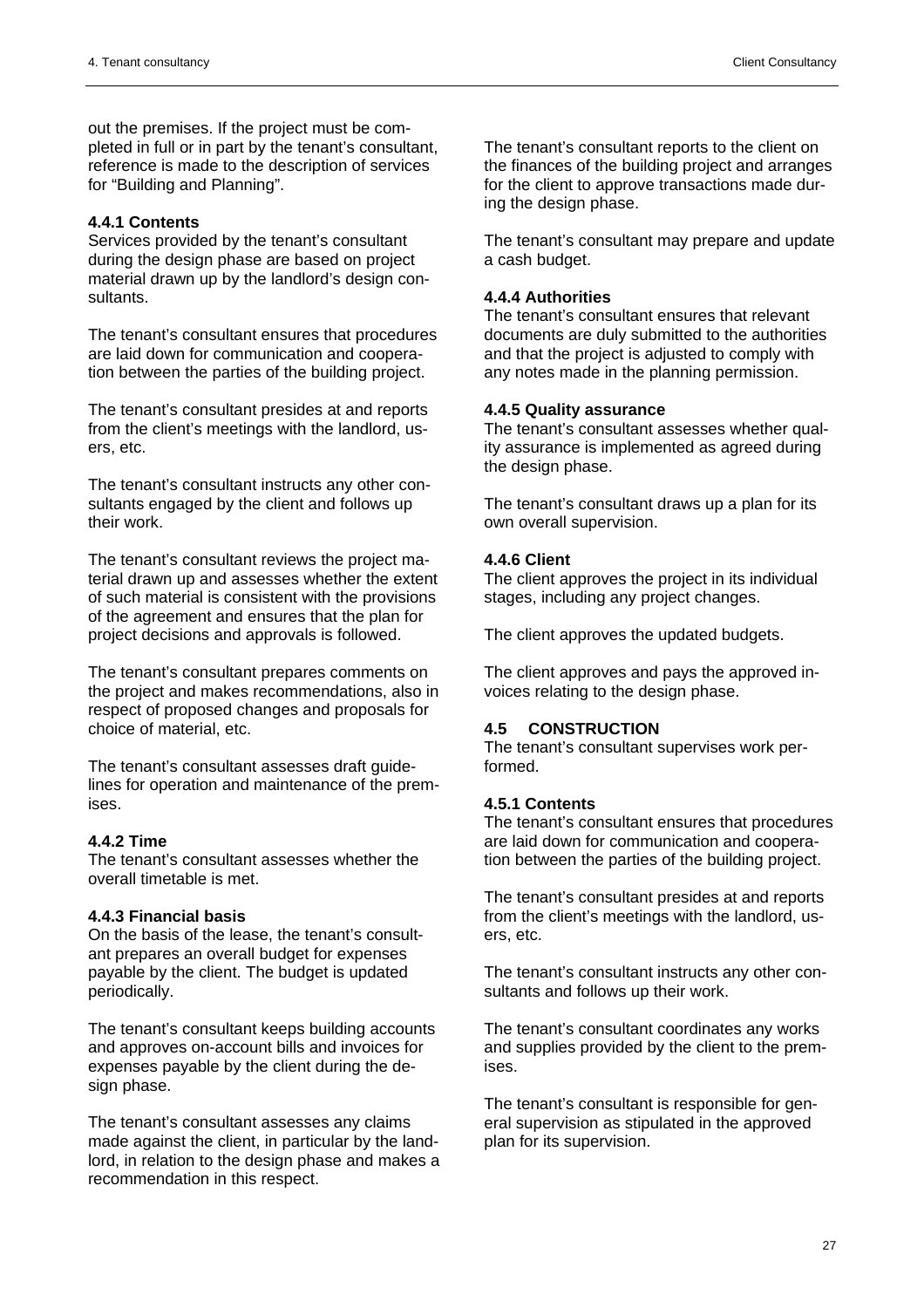out the premises. If the project must be completed in full or in part by the tenant's consultant, reference is made to the description of services for "Building and Planning".

### 4.4.1 Contents

Services provided by the tenant's consultant during the design phase are based on project material drawn up by the landlord's design consultants.

The tenant's consultant ensures that procedures are laid down for communication and cooperation between the parties of the building project.

The tenant's consultant presides at and reports from the client's meetings with the landlord, users, etc.

The tenant's consultant instructs any other consultants engaged by the client and follows up their work.

The tenant's consultant reviews the project material drawn up and assesses whether the extent of such material is consistent with the provisions of the agreement and ensures that the plan for project decisions and approvals is followed.

The tenant's consultant prepares comments on the project and makes recommendations, also in respect of proposed changes and proposals for choice of material, etc.

The tenant's consultant assesses draft guidelines for operation and maintenance of the premises.

### 4.4.2 Time

The tenant's consultant assesses whether the overall timetable is met.

### 4.4.3 Financial basis

On the basis of the lease, the tenant's consultant prepares an overall budget for expenses payable by the client. The budget is updated periodically.

The tenant's consultant keeps building accounts and approves on-account bills and invoices for expenses payable by the client during the design phase.

The tenant's consultant assesses any claims made against the client, in particular by the landlord, in relation to the design phase and makes a recommendation in this respect.

The tenant's consultant reports to the client on the finances of the building project and arranges for the client to approve transactions made during the design phase.

The tenant's consultant may prepare and update a cash budget.

### 4.4.4 Authorities

The tenant's consultant ensures that relevant documents are duly submitted to the authorities and that the project is adjusted to comply with any notes made in the planning permission.

### 4.4.5 Quality assurance

The tenant's consultant assesses whether quality assurance is implemented as agreed during the design phase.

The tenant's consultant draws up a plan for its own overall supervision.

### 4.4.6 Client

The client approves the project in its individual stages, including any project changes.

The client approves the updated budgets.

The client approves and pays the approved invoices relating to the design phase.

## 4.5 CONSTRUCTION

The tenant's consultant supervises work performed.

### 4.5.1 Contents

The tenant's consultant ensures that procedures are laid down for communication and cooperation between the parties of the building project.

The tenant's consultant presides at and reports from the client's meetings with the landlord, users, etc.

The tenant's consultant instructs any other consultants and follows up their work.

The tenant's consultant coordinates any works and supplies provided by the client to the premises.

The tenant's consultant is responsible for general supervision as stipulated in the approved plan for its supervision.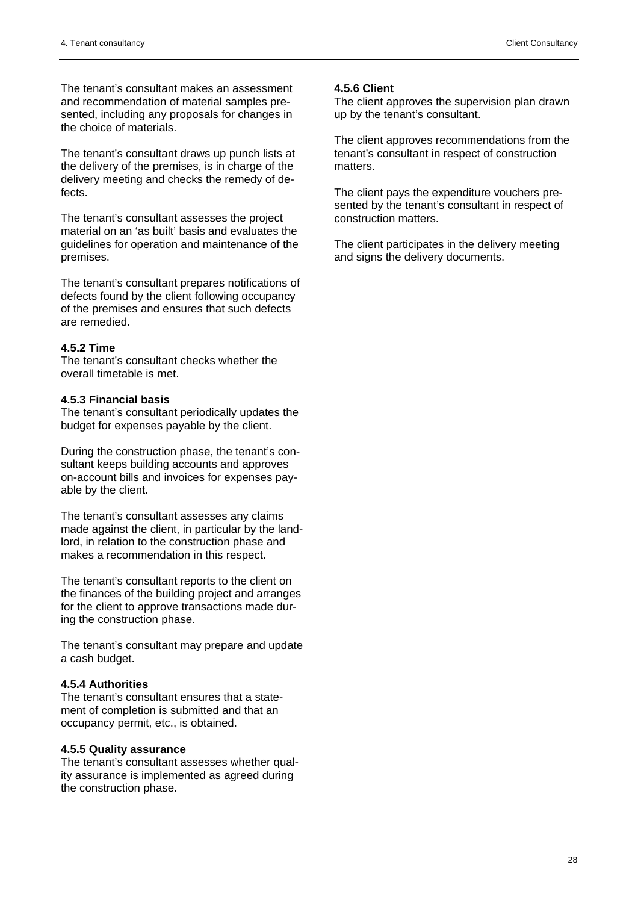The tenant's consultant makes an assessment and recommendation of material samples presented, including any proposals for changes in the choice of materials.

The tenant's consultant draws up punch lists at the delivery of the premises, is in charge of the delivery meeting and checks the remedy of defects.

The tenant's consultant assesses the project material on an 'as built' basis and evaluates the guidelines for operation and maintenance of the premises.

The tenant's consultant prepares notifications of defects found by the client following occupancy of the premises and ensures that such defects are remedied.

**4.5.2 Time**
The tenant's consultant checks whether the overall timetable is met.

**4.5.3 Financial basis**
The tenant's consultant periodically updates the budget for expenses payable by the client.

During the construction phase, the tenant's consultant keeps building accounts and approves on-account bills and invoices for expenses payable by the client.

The tenant's consultant assesses any claims made against the client, in particular by the landlord, in relation to the construction phase and makes a recommendation in this respect.

The tenant's consultant reports to the client on the finances of the building project and arranges for the client to approve transactions made during the construction phase.

The tenant's consultant may prepare and update a cash budget.

**4.5.4 Authorities**
The tenant's consultant ensures that a statement of completion is submitted and that an occupancy permit, etc., is obtained.

**4.5.5 Quality assurance**
The tenant's consultant assesses whether quality assurance is implemented as agreed during the construction phase.

**4.5.6 Client**
The client approves the supervision plan drawn up by the tenant's consultant.

The client approves recommendations from the tenant's consultant in respect of construction matters.

The client pays the expenditure vouchers presented by the tenant's consultant in respect of construction matters.

The client participates in the delivery meeting and signs the delivery documents.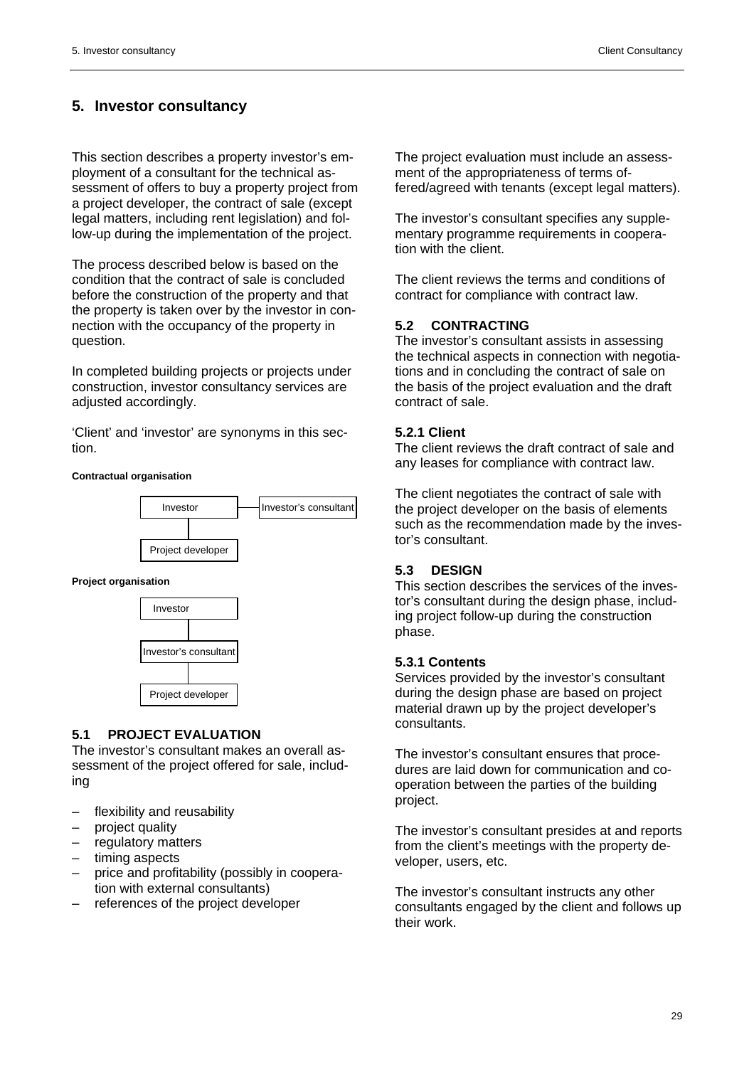# 5. Investor consultancy

This section describes a property investor's employment of a consultant for the technical assessment of offers to buy a property project from a project developer, the contract of sale (except legal matters, including rent legislation) and follow-up during the implementation of the project.

The process described below is based on the condition that the contract of sale is concluded before the construction of the property and that the property is taken over by the investor in connection with the occupancy of the property in question.

In completed building projects or projects under construction, investor consultancy services are adjusted accordingly.

'Client' and 'investor' are synonyms in this section.

**Contractual organisation**

Investor — Investor's consultant

Project developer

**Project organisation**

Investor

Investor's consultant

Project developer

## 5.1 PROJECT EVALUATION

The investor's consultant makes an overall assessment of the project offered for sale, including

- flexibility and reusability
- project quality
- regulatory matters
- timing aspects
- price and profitability (possibly in cooperation with external consultants)
- references of the project developer

The project evaluation must include an assessment of the appropriateness of terms offered/agreed with tenants (except legal matters).

The investor's consultant specifies any supplementary programme requirements in cooperation with the client.

The client reviews the terms and conditions of contract for compliance with contract law.

## 5.2 CONTRACTING

The investor's consultant assists in assessing the technical aspects in connection with negotiations and in concluding the contract of sale on the basis of the project evaluation and the draft contract of sale.

### 5.2.1 Client

The client reviews the draft contract of sale and any leases for compliance with contract law.

The client negotiates the contract of sale with the project developer on the basis of elements such as the recommendation made by the investor's consultant.

## 5.3 DESIGN

This section describes the services of the investor's consultant during the design phase, including project follow-up during the construction phase.

### 5.3.1 Contents

Services provided by the investor's consultant during the design phase are based on project material drawn up by the project developer's consultants.

The investor's consultant ensures that procedures are laid down for communication and cooperation between the parties of the building project.

The investor's consultant presides at and reports from the client's meetings with the property developer, users, etc.

The investor's consultant instructs any other consultants engaged by the client and follows up their work.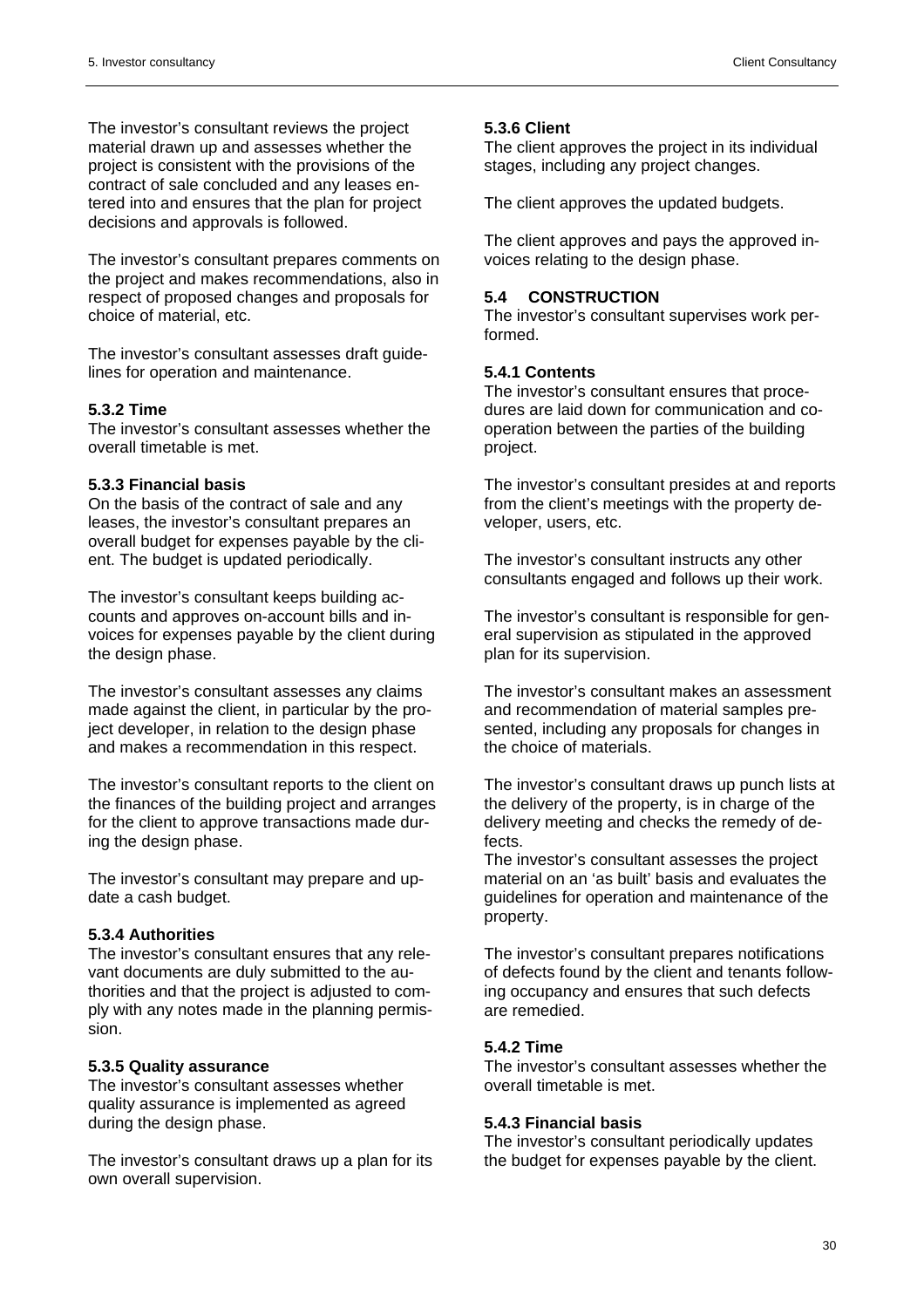The investor's consultant reviews the project material drawn up and assesses whether the project is consistent with the provisions of the contract of sale concluded and any leases entered into and ensures that the plan for project decisions and approvals is followed.

The investor's consultant prepares comments on the project and makes recommendations, also in respect of proposed changes and proposals for choice of material, etc.

The investor's consultant assesses draft guidelines for operation and maintenance.

#### 5.3.2 Time

The investor's consultant assesses whether the overall timetable is met.

#### 5.3.3 Financial basis

On the basis of the contract of sale and any leases, the investor's consultant prepares an overall budget for expenses payable by the client. The budget is updated periodically.

The investor's consultant keeps building accounts and approves on-account bills and invoices for expenses payable by the client during the design phase.

The investor's consultant assesses any claims made against the client, in particular by the project developer, in relation to the design phase and makes a recommendation in this respect.

The investor's consultant reports to the client on the finances of the building project and arranges for the client to approve transactions made during the design phase.

The investor's consultant may prepare and update a cash budget.

#### 5.3.4 Authorities

The investor's consultant ensures that any relevant documents are duly submitted to the authorities and that the project is adjusted to comply with any notes made in the planning permission.

#### 5.3.5 Quality assurance

The investor's consultant assesses whether quality assurance is implemented as agreed during the design phase.

The investor's consultant draws up a plan for its own overall supervision.

#### 5.3.6 Client

The client approves the project in its individual stages, including any project changes.

The client approves the updated budgets.

The client approves and pays the approved invoices relating to the design phase.

### 5.4 CONSTRUCTION

The investor's consultant supervises work performed.

#### 5.4.1 Contents

The investor's consultant ensures that procedures are laid down for communication and cooperation between the parties of the building project.

The investor's consultant presides at and reports from the client's meetings with the property developer, users, etc.

The investor's consultant instructs any other consultants engaged and follows up their work.

The investor's consultant is responsible for general supervision as stipulated in the approved plan for its supervision.

The investor's consultant makes an assessment and recommendation of material samples presented, including any proposals for changes in the choice of materials.

The investor's consultant draws up punch lists at the delivery of the property, is in charge of the delivery meeting and checks the remedy of defects.
The investor's consultant assesses the project material on an 'as built' basis and evaluates the guidelines for operation and maintenance of the property.

The investor's consultant prepares notifications of defects found by the client and tenants following occupancy and ensures that such defects are remedied.

#### 5.4.2 Time

The investor's consultant assesses whether the overall timetable is met.

#### 5.4.3 Financial basis

The investor's consultant periodically updates the budget for expenses payable by the client.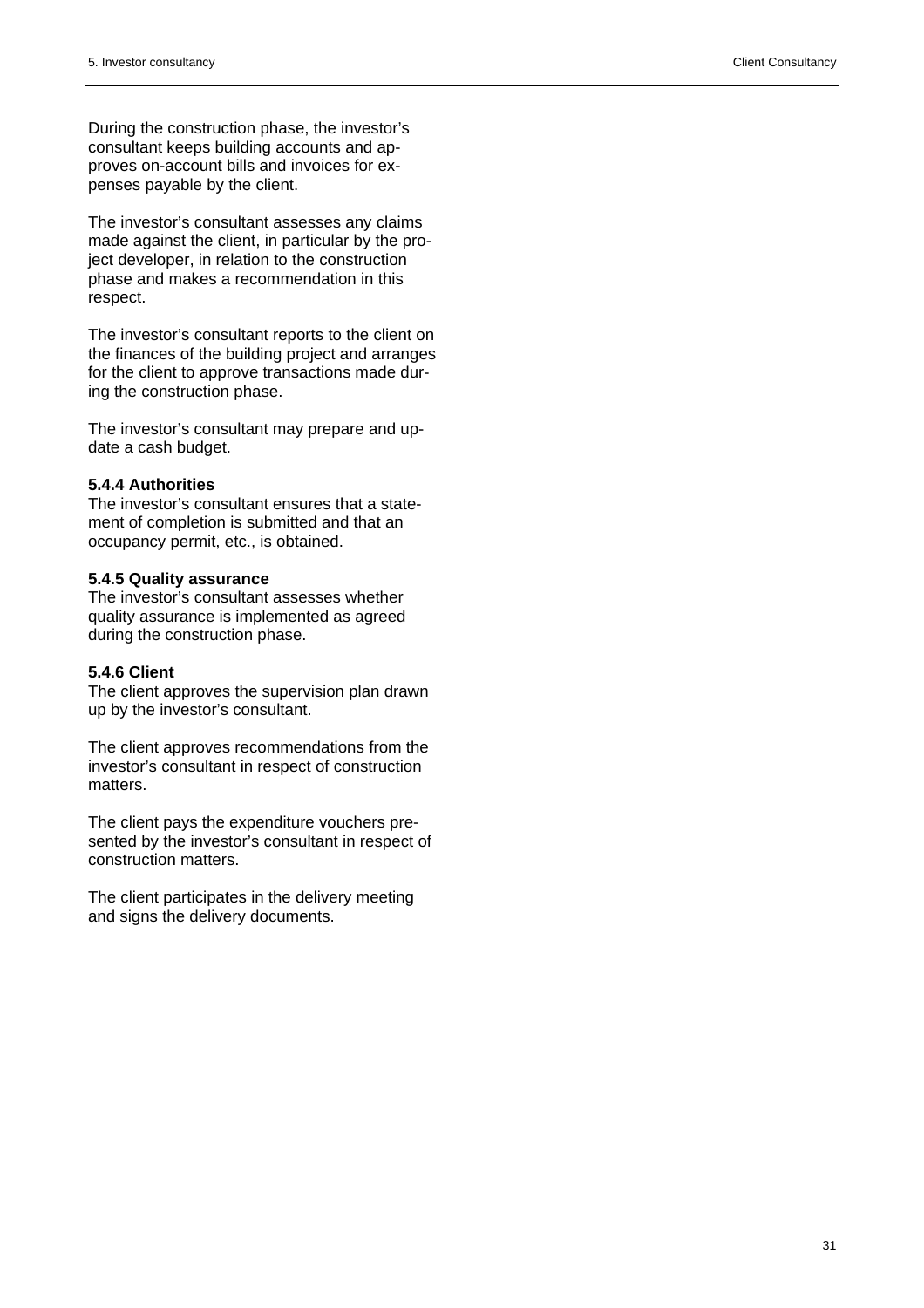During the construction phase, the investor's consultant keeps building accounts and approves on-account bills and invoices for expenses payable by the client.

The investor's consultant assesses any claims made against the client, in particular by the project developer, in relation to the construction phase and makes a recommendation in this respect.

The investor's consultant reports to the client on the finances of the building project and arranges for the client to approve transactions made during the construction phase.

The investor's consultant may prepare and update a cash budget.

#### 5.4.4 Authorities

The investor's consultant ensures that a statement of completion is submitted and that an occupancy permit, etc., is obtained.

#### 5.4.5 Quality assurance

The investor's consultant assesses whether quality assurance is implemented as agreed during the construction phase.

#### 5.4.6 Client

The client approves the supervision plan drawn up by the investor's consultant.

The client approves recommendations from the investor's consultant in respect of construction matters.

The client pays the expenditure vouchers presented by the investor's consultant in respect of construction matters.

The client participates in the delivery meeting and signs the delivery documents.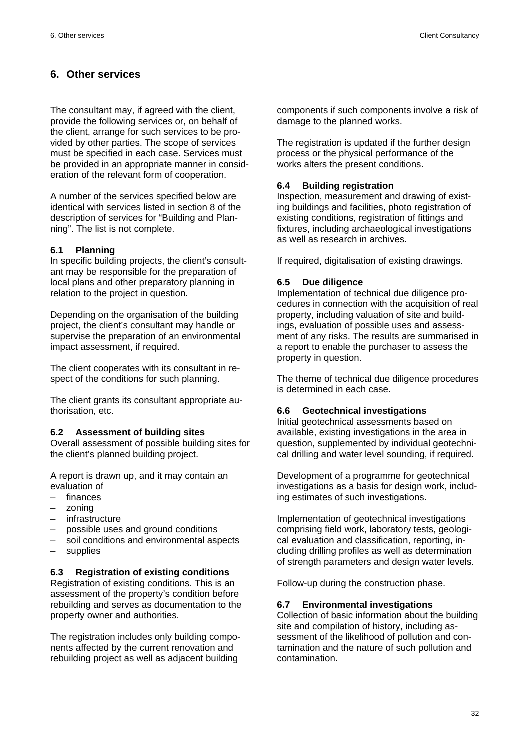# 6. Other services

The consultant may, if agreed with the client, provide the following services or, on behalf of the client, arrange for such services to be provided by other parties. The scope of services must be specified in each case. Services must be provided in an appropriate manner in consideration of the relevant form of cooperation.

A number of the services specified below are identical with services listed in section 8 of the description of services for "Building and Planning". The list is not complete.

### 6.1 Planning

In specific building projects, the client's consultant may be responsible for the preparation of local plans and other preparatory planning in relation to the project in question.

Depending on the organisation of the building project, the client's consultant may handle or supervise the preparation of an environmental impact assessment, if required.

The client cooperates with its consultant in respect of the conditions for such planning.

The client grants its consultant appropriate authorisation, etc.

### 6.2 Assessment of building sites

Overall assessment of possible building sites for the client's planned building project.

A report is drawn up, and it may contain an evaluation of

- finances
- zoning
- infrastructure
- possible uses and ground conditions
- soil conditions and environmental aspects
- supplies

### 6.3 Registration of existing conditions

Registration of existing conditions. This is an assessment of the property's condition before rebuilding and serves as documentation to the property owner and authorities.

The registration includes only building components affected by the current renovation and rebuilding project as well as adjacent building components if such components involve a risk of damage to the planned works.

The registration is updated if the further design process or the physical performance of the works alters the present conditions.

### 6.4 Building registration

Inspection, measurement and drawing of existing buildings and facilities, photo registration of existing conditions, registration of fittings and fixtures, including archaeological investigations as well as research in archives.

If required, digitalisation of existing drawings.

### 6.5 Due diligence

Implementation of technical due diligence procedures in connection with the acquisition of real property, including valuation of site and buildings, evaluation of possible uses and assessment of any risks. The results are summarised in a report to enable the purchaser to assess the property in question.

The theme of technical due diligence procedures is determined in each case.

### 6.6 Geotechnical investigations

Initial geotechnical assessments based on available, existing investigations in the area in question, supplemented by individual geotechnical drilling and water level sounding, if required.

Development of a programme for geotechnical investigations as a basis for design work, including estimates of such investigations.

Implementation of geotechnical investigations comprising field work, laboratory tests, geological evaluation and classification, reporting, including drilling profiles as well as determination of strength parameters and design water levels.

Follow-up during the construction phase.

### 6.7 Environmental investigations

Collection of basic information about the building site and compilation of history, including assessment of the likelihood of pollution and contamination and the nature of such pollution and contamination.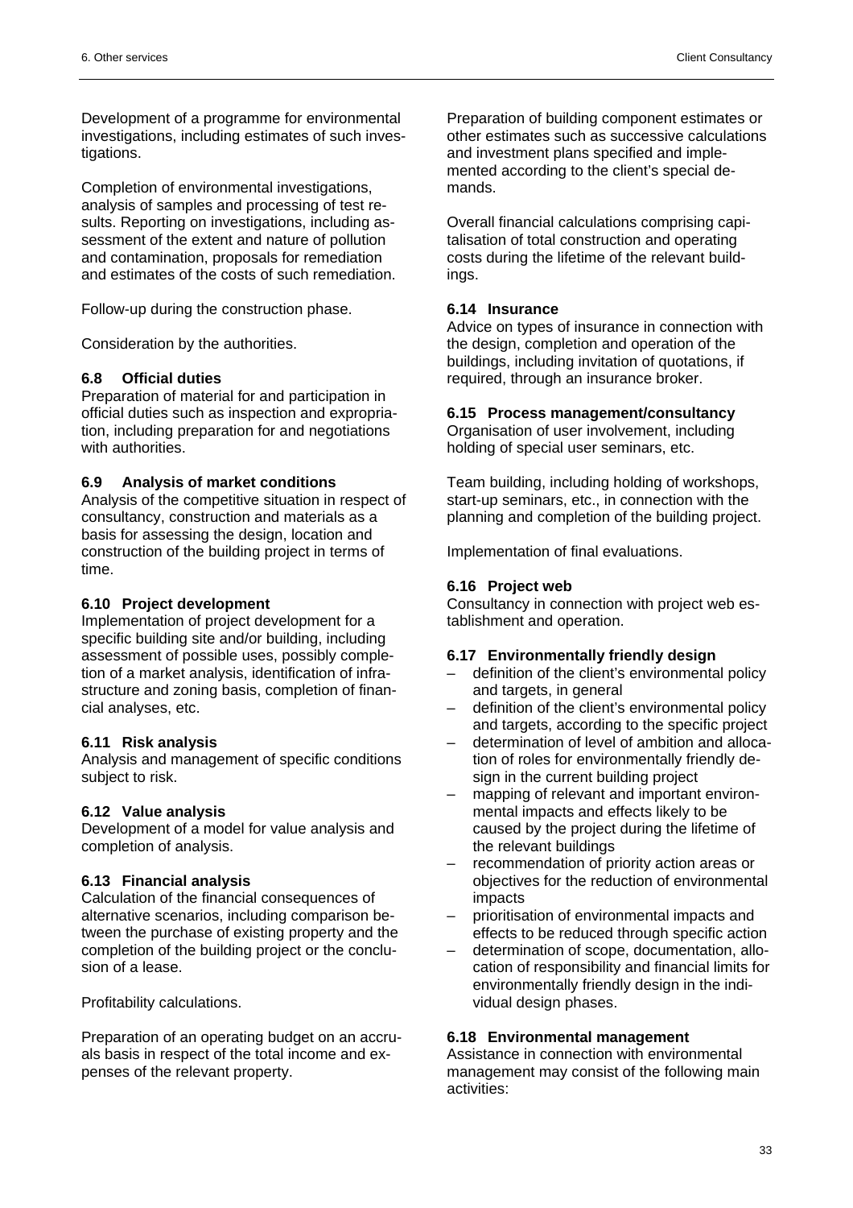Development of a programme for environmental investigations, including estimates of such investigations.

Completion of environmental investigations, analysis of samples and processing of test results. Reporting on investigations, including assessment of the extent and nature of pollution and contamination, proposals for remediation and estimates of the costs of such remediation.

Follow-up during the construction phase.

Consideration by the authorities.

### 6.8 Official duties

Preparation of material for and participation in official duties such as inspection and expropriation, including preparation for and negotiations with authorities.

### 6.9 Analysis of market conditions

Analysis of the competitive situation in respect of consultancy, construction and materials as a basis for assessing the design, location and construction of the building project in terms of time.

### 6.10 Project development

Implementation of project development for a specific building site and/or building, including assessment of possible uses, possibly completion of a market analysis, identification of infrastructure and zoning basis, completion of financial analyses, etc.

### 6.11 Risk analysis

Analysis and management of specific conditions subject to risk.

### 6.12 Value analysis

Development of a model for value analysis and completion of analysis.

### 6.13 Financial analysis

Calculation of the financial consequences of alternative scenarios, including comparison between the purchase of existing property and the completion of the building project or the conclusion of a lease.

Profitability calculations.

Preparation of an operating budget on an accruals basis in respect of the total income and expenses of the relevant property.

Preparation of building component estimates or other estimates such as successive calculations and investment plans specified and implemented according to the client's special demands.

Overall financial calculations comprising capitalisation of total construction and operating costs during the lifetime of the relevant buildings.

### 6.14 Insurance

Advice on types of insurance in connection with the design, completion and operation of the buildings, including invitation of quotations, if required, through an insurance broker.

### 6.15 Process management/consultancy

Organisation of user involvement, including holding of special user seminars, etc.

Team building, including holding of workshops, start-up seminars, etc., in connection with the planning and completion of the building project.

Implementation of final evaluations.

### 6.16 Project web

Consultancy in connection with project web establishment and operation.

### 6.17 Environmentally friendly design

- definition of the client's environmental policy and targets, in general
- definition of the client's environmental policy and targets, according to the specific project
- determination of level of ambition and allocation of roles for environmentally friendly design in the current building project
- mapping of relevant and important environmental impacts and effects likely to be caused by the project during the lifetime of the relevant buildings
- recommendation of priority action areas or objectives for the reduction of environmental impacts
- prioritisation of environmental impacts and effects to be reduced through specific action
- determination of scope, documentation, allocation of responsibility and financial limits for environmentally friendly design in the individual design phases.

### 6.18 Environmental management

Assistance in connection with environmental management may consist of the following main activities: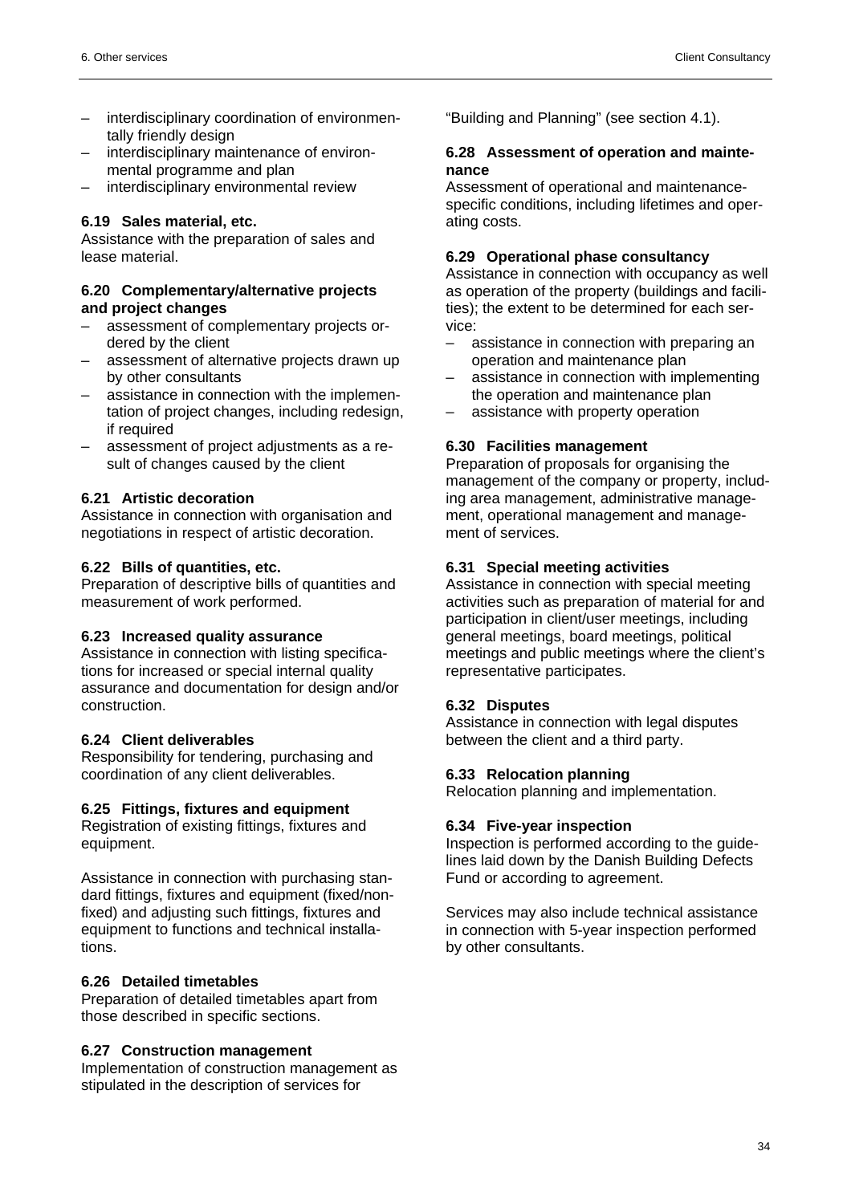- interdisciplinary coordination of environmentally friendly design
- interdisciplinary maintenance of environmental programme and plan
- interdisciplinary environmental review

### 6.19 Sales material, etc.

Assistance with the preparation of sales and lease material.

### 6.20 Complementary/alternative projects and project changes

- assessment of complementary projects ordered by the client
- assessment of alternative projects drawn up by other consultants
- assistance in connection with the implementation of project changes, including redesign, if required
- assessment of project adjustments as a result of changes caused by the client

### 6.21 Artistic decoration

Assistance in connection with organisation and negotiations in respect of artistic decoration.

### 6.22 Bills of quantities, etc.

Preparation of descriptive bills of quantities and measurement of work performed.

### 6.23 Increased quality assurance

Assistance in connection with listing specifications for increased or special internal quality assurance and documentation for design and/or construction.

### 6.24 Client deliverables

Responsibility for tendering, purchasing and coordination of any client deliverables.

### 6.25 Fittings, fixtures and equipment

Registration of existing fittings, fixtures and equipment.

Assistance in connection with purchasing standard fittings, fixtures and equipment (fixed/non-fixed) and adjusting such fittings, fixtures and equipment to functions and technical installations.

### 6.26 Detailed timetables

Preparation of detailed timetables apart from those described in specific sections.

### 6.27 Construction management

Implementation of construction management as stipulated in the description of services for "Building and Planning" (see section 4.1).

### 6.28 Assessment of operation and maintenance

Assessment of operational and maintenance-specific conditions, including lifetimes and operating costs.

### 6.29 Operational phase consultancy

Assistance in connection with occupancy as well as operation of the property (buildings and facilities); the extent to be determined for each service:

- assistance in connection with preparing an operation and maintenance plan
- assistance in connection with implementing the operation and maintenance plan
- assistance with property operation

### 6.30 Facilities management

Preparation of proposals for organising the management of the company or property, including area management, administrative management, operational management and management of services.

### 6.31 Special meeting activities

Assistance in connection with special meeting activities such as preparation of material for and participation in client/user meetings, including general meetings, board meetings, political meetings and public meetings where the client's representative participates.

### 6.32 Disputes

Assistance in connection with legal disputes between the client and a third party.

### 6.33 Relocation planning

Relocation planning and implementation.

### 6.34 Five-year inspection

Inspection is performed according to the guidelines laid down by the Danish Building Defects Fund or according to agreement.

Services may also include technical assistance in connection with 5-year inspection performed by other consultants.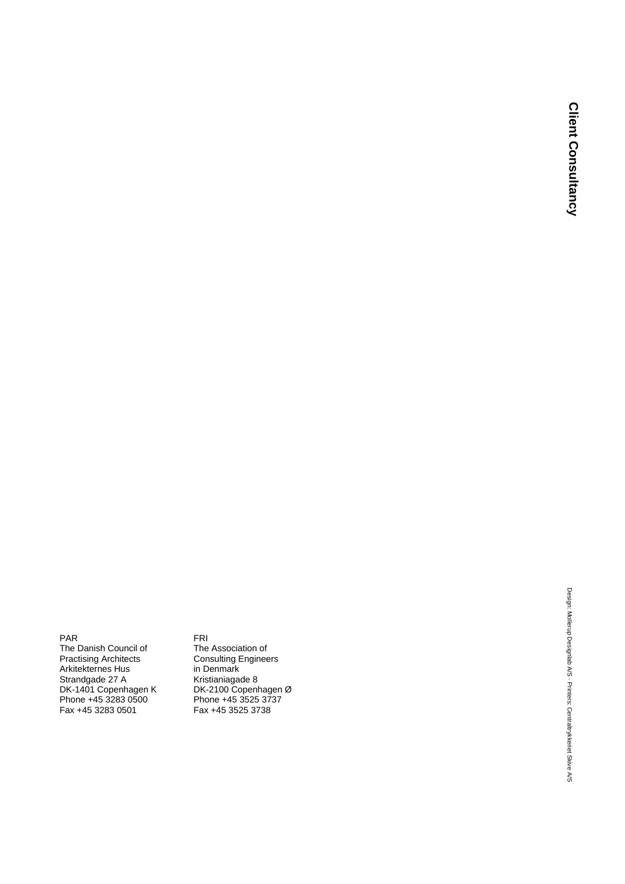# Client Consultancy

PAR
The Danish Council of
Practising Architects
Arkitekternes Hus
Strandgade 27 A
DK-1401 Copenhagen K
Phone +45 3283 0500
Fax +45 3283 0501

FRI
The Association of
Consulting Engineers
in Denmark
Kristianiagade 8
DK-2100 Copenhagen Ø
Phone +45 3525 3737
Fax +45 3525 3738

Design: Mollerup Designlab A/S · Printers: Centraltrykkeriet Skive A/S